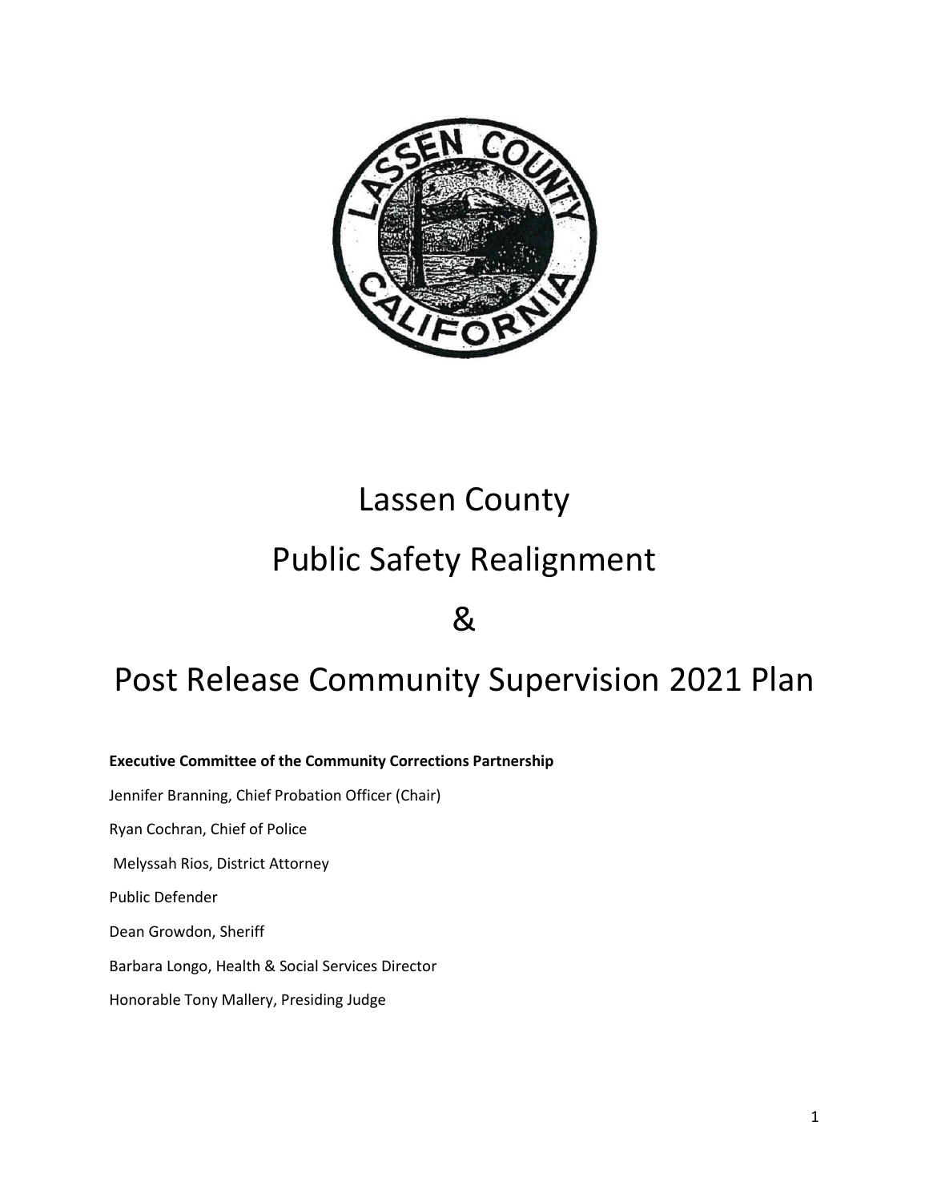# Lassen County

# Public Safety Realignment

# &

# Post Release Community Supervision 2021 Plan

**Executive Committee of the Community Corrections Partnership**

Jennifer Branning, Chief Probation Officer (Chair)

Ryan Cochran, Chief of Police

Melyssah Rios, District Attorney

Public Defender

Dean Growdon, Sheriff

Barbara Longo, Health & Social Services Director

Honorable Tony Mallery, Presiding Judge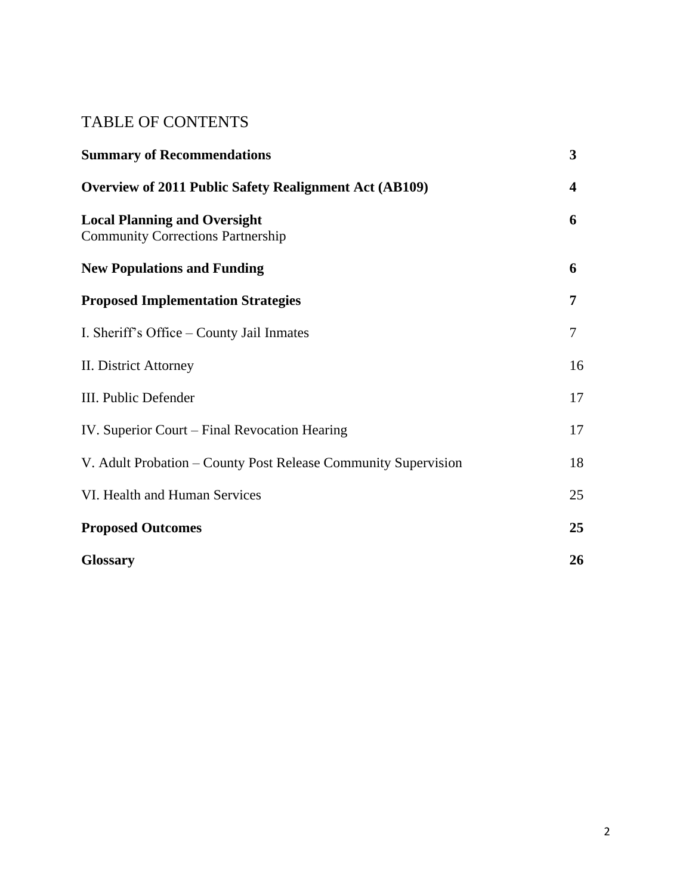# TABLE OF CONTENTS

| | |
|---|---|
| **Summary of Recommendations** | **3** |
| **Overview of 2011 Public Safety Realignment Act (AB109)** | **4** |
| **Local Planning and Oversight**<br>Community Corrections Partnership | **6** |
| **New Populations and Funding** | **6** |
| **Proposed Implementation Strategies** | **7** |
| I. Sheriff's Office – County Jail Inmates | 7 |
| II. District Attorney | 16 |
| III. Public Defender | 17 |
| IV. Superior Court – Final Revocation Hearing | 17 |
| V. Adult Probation – County Post Release Community Supervision | 18 |
| VI. Health and Human Services | 25 |
| **Proposed Outcomes** | **25** |
| **Glossary** | **26** |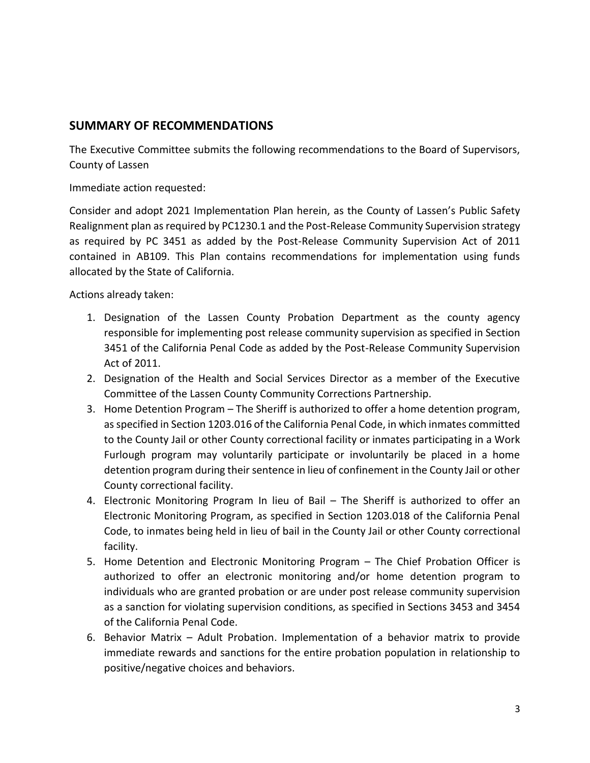## SUMMARY OF RECOMMENDATIONS

The Executive Committee submits the following recommendations to the Board of Supervisors, County of Lassen

Immediate action requested:

Consider and adopt 2021 Implementation Plan herein, as the County of Lassen's Public Safety Realignment plan as required by PC1230.1 and the Post-Release Community Supervision strategy as required by PC 3451 as added by the Post-Release Community Supervision Act of 2011 contained in AB109. This Plan contains recommendations for implementation using funds allocated by the State of California.

Actions already taken:

1. Designation of the Lassen County Probation Department as the county agency responsible for implementing post release community supervision as specified in Section 3451 of the California Penal Code as added by the Post-Release Community Supervision Act of 2011.
2. Designation of the Health and Social Services Director as a member of the Executive Committee of the Lassen County Community Corrections Partnership.
3. Home Detention Program – The Sheriff is authorized to offer a home detention program, as specified in Section 1203.016 of the California Penal Code, in which inmates committed to the County Jail or other County correctional facility or inmates participating in a Work Furlough program may voluntarily participate or involuntarily be placed in a home detention program during their sentence in lieu of confinement in the County Jail or other County correctional facility.
4. Electronic Monitoring Program In lieu of Bail – The Sheriff is authorized to offer an Electronic Monitoring Program, as specified in Section 1203.018 of the California Penal Code, to inmates being held in lieu of bail in the County Jail or other County correctional facility.
5. Home Detention and Electronic Monitoring Program – The Chief Probation Officer is authorized to offer an electronic monitoring and/or home detention program to individuals who are granted probation or are under post release community supervision as a sanction for violating supervision conditions, as specified in Sections 3453 and 3454 of the California Penal Code.
6. Behavior Matrix – Adult Probation. Implementation of a behavior matrix to provide immediate rewards and sanctions for the entire probation population in relationship to positive/negative choices and behaviors.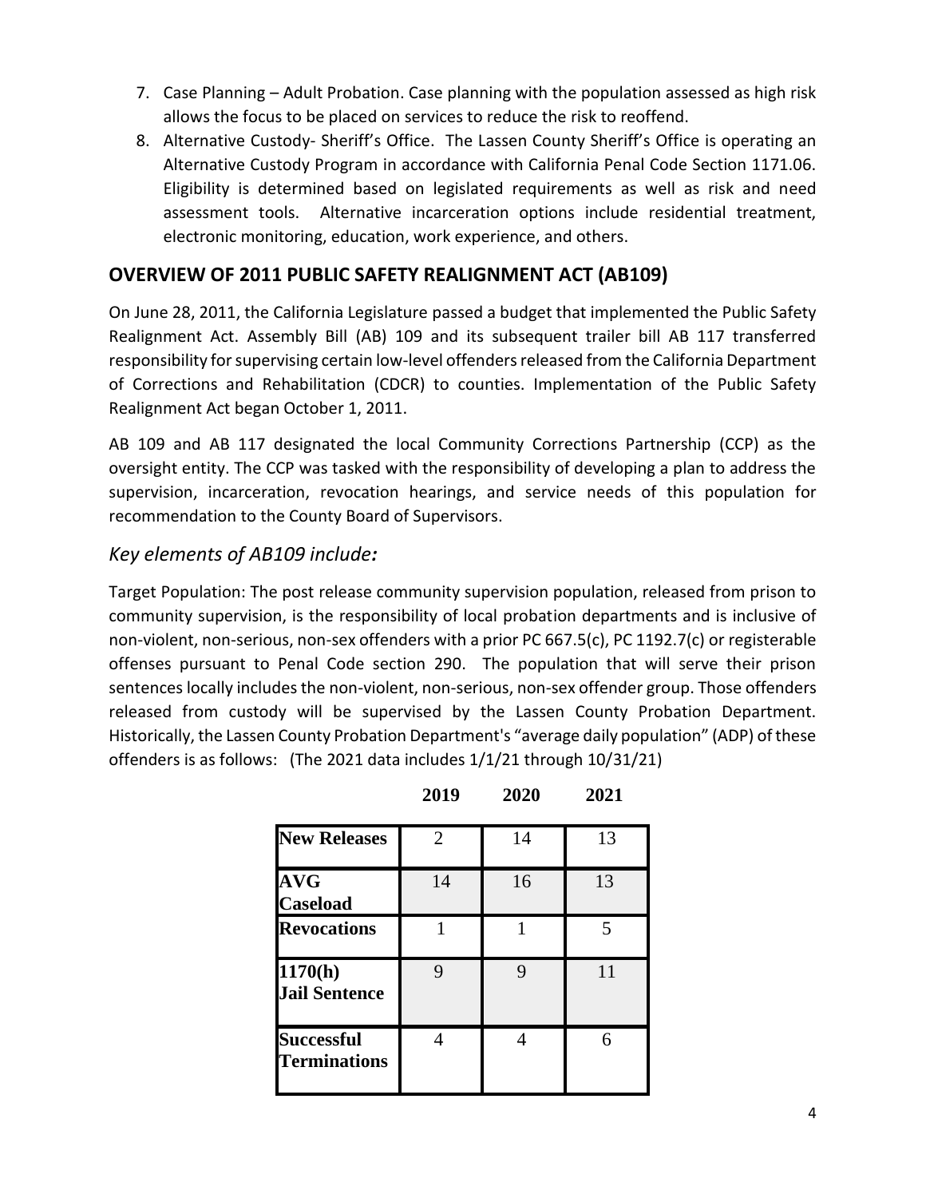7. Case Planning – Adult Probation. Case planning with the population assessed as high risk allows the focus to be placed on services to reduce the risk to reoffend.
8. Alternative Custody- Sheriff's Office. The Lassen County Sheriff's Office is operating an Alternative Custody Program in accordance with California Penal Code Section 1171.06. Eligibility is determined based on legislated requirements as well as risk and need assessment tools. Alternative incarceration options include residential treatment, electronic monitoring, education, work experience, and others.

## OVERVIEW OF 2011 PUBLIC SAFETY REALIGNMENT ACT (AB109)

On June 28, 2011, the California Legislature passed a budget that implemented the Public Safety Realignment Act. Assembly Bill (AB) 109 and its subsequent trailer bill AB 117 transferred responsibility for supervising certain low-level offenders released from the California Department of Corrections and Rehabilitation (CDCR) to counties. Implementation of the Public Safety Realignment Act began October 1, 2011.

AB 109 and AB 117 designated the local Community Corrections Partnership (CCP) as the oversight entity. The CCP was tasked with the responsibility of developing a plan to address the supervision, incarceration, revocation hearings, and service needs of this population for recommendation to the County Board of Supervisors.

### *Key elements of AB109 include:*

Target Population: The post release community supervision population, released from prison to community supervision, is the responsibility of local probation departments and is inclusive of non-violent, non-serious, non-sex offenders with a prior PC 667.5(c), PC 1192.7(c) or registerable offenses pursuant to Penal Code section 290. The population that will serve their prison sentences locally includes the non-violent, non-serious, non-sex offender group. Those offenders released from custody will be supervised by the Lassen County Probation Department. Historically, the Lassen County Probation Department's "average daily population" (ADP) of these offenders is as follows: (The 2021 data includes 1/1/21 through 10/31/21)

| | 2019 | 2020 | 2021 |
|---|---|---|---|
| **New Releases** | 2 | 14 | 13 |
| **AVG Caseload** | 14 | 16 | 13 |
| **Revocations** | 1 | 1 | 5 |
| **1170(h) Jail Sentence** | 9 | 9 | 11 |
| **Successful Terminations** | 4 | 4 | 6 |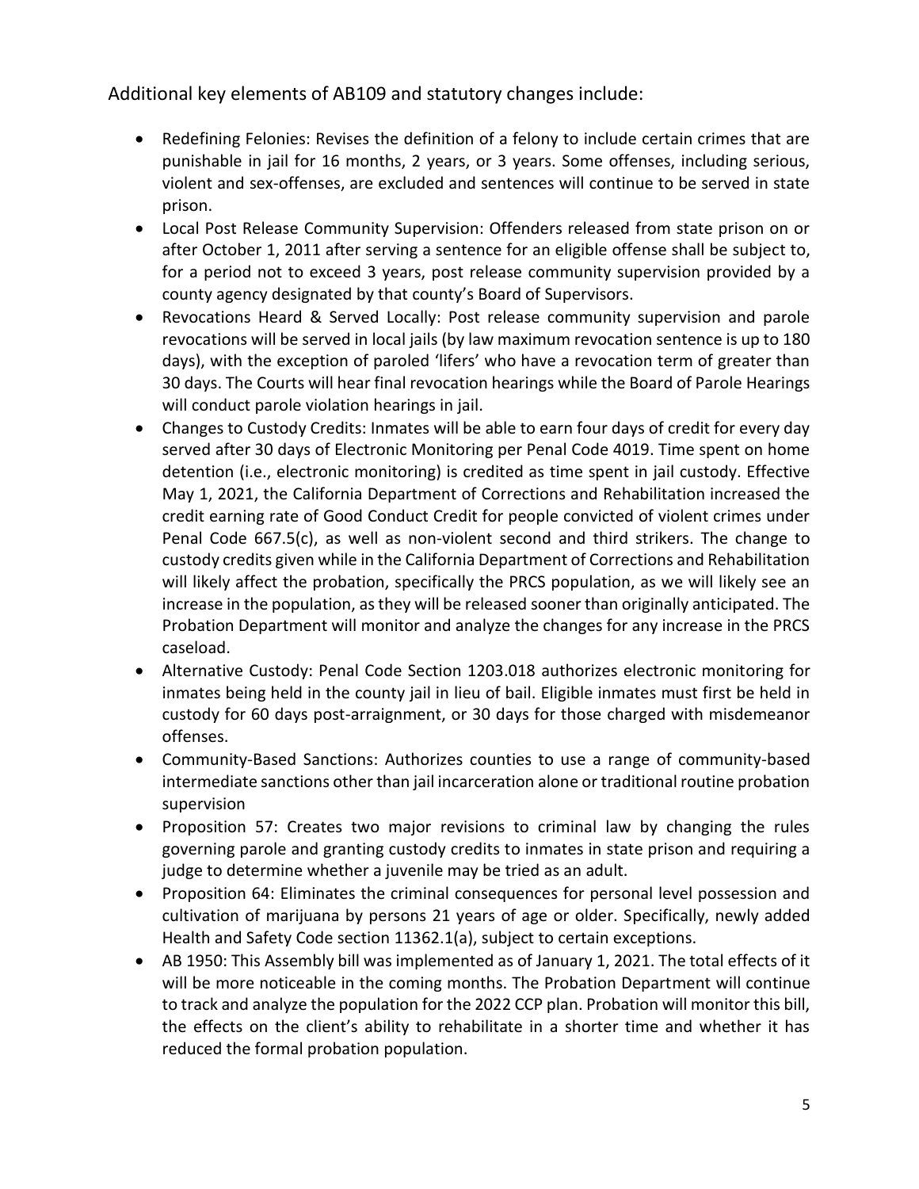Additional key elements of AB109 and statutory changes include:

- Redefining Felonies: Revises the definition of a felony to include certain crimes that are punishable in jail for 16 months, 2 years, or 3 years. Some offenses, including serious, violent and sex-offenses, are excluded and sentences will continue to be served in state prison.
- Local Post Release Community Supervision: Offenders released from state prison on or after October 1, 2011 after serving a sentence for an eligible offense shall be subject to, for a period not to exceed 3 years, post release community supervision provided by a county agency designated by that county's Board of Supervisors.
- Revocations Heard & Served Locally: Post release community supervision and parole revocations will be served in local jails (by law maximum revocation sentence is up to 180 days), with the exception of paroled 'lifers' who have a revocation term of greater than 30 days. The Courts will hear final revocation hearings while the Board of Parole Hearings will conduct parole violation hearings in jail.
- Changes to Custody Credits: Inmates will be able to earn four days of credit for every day served after 30 days of Electronic Monitoring per Penal Code 4019. Time spent on home detention (i.e., electronic monitoring) is credited as time spent in jail custody. Effective May 1, 2021, the California Department of Corrections and Rehabilitation increased the credit earning rate of Good Conduct Credit for people convicted of violent crimes under Penal Code 667.5(c), as well as non-violent second and third strikers. The change to custody credits given while in the California Department of Corrections and Rehabilitation will likely affect the probation, specifically the PRCS population, as we will likely see an increase in the population, as they will be released sooner than originally anticipated. The Probation Department will monitor and analyze the changes for any increase in the PRCS caseload.
- Alternative Custody: Penal Code Section 1203.018 authorizes electronic monitoring for inmates being held in the county jail in lieu of bail. Eligible inmates must first be held in custody for 60 days post-arraignment, or 30 days for those charged with misdemeanor offenses.
- Community-Based Sanctions: Authorizes counties to use a range of community-based intermediate sanctions other than jail incarceration alone or traditional routine probation supervision
- Proposition 57: Creates two major revisions to criminal law by changing the rules governing parole and granting custody credits to inmates in state prison and requiring a judge to determine whether a juvenile may be tried as an adult.
- Proposition 64: Eliminates the criminal consequences for personal level possession and cultivation of marijuana by persons 21 years of age or older. Specifically, newly added Health and Safety Code section 11362.1(a), subject to certain exceptions.
- AB 1950: This Assembly bill was implemented as of January 1, 2021. The total effects of it will be more noticeable in the coming months. The Probation Department will continue to track and analyze the population for the 2022 CCP plan. Probation will monitor this bill, the effects on the client's ability to rehabilitate in a shorter time and whether it has reduced the formal probation population.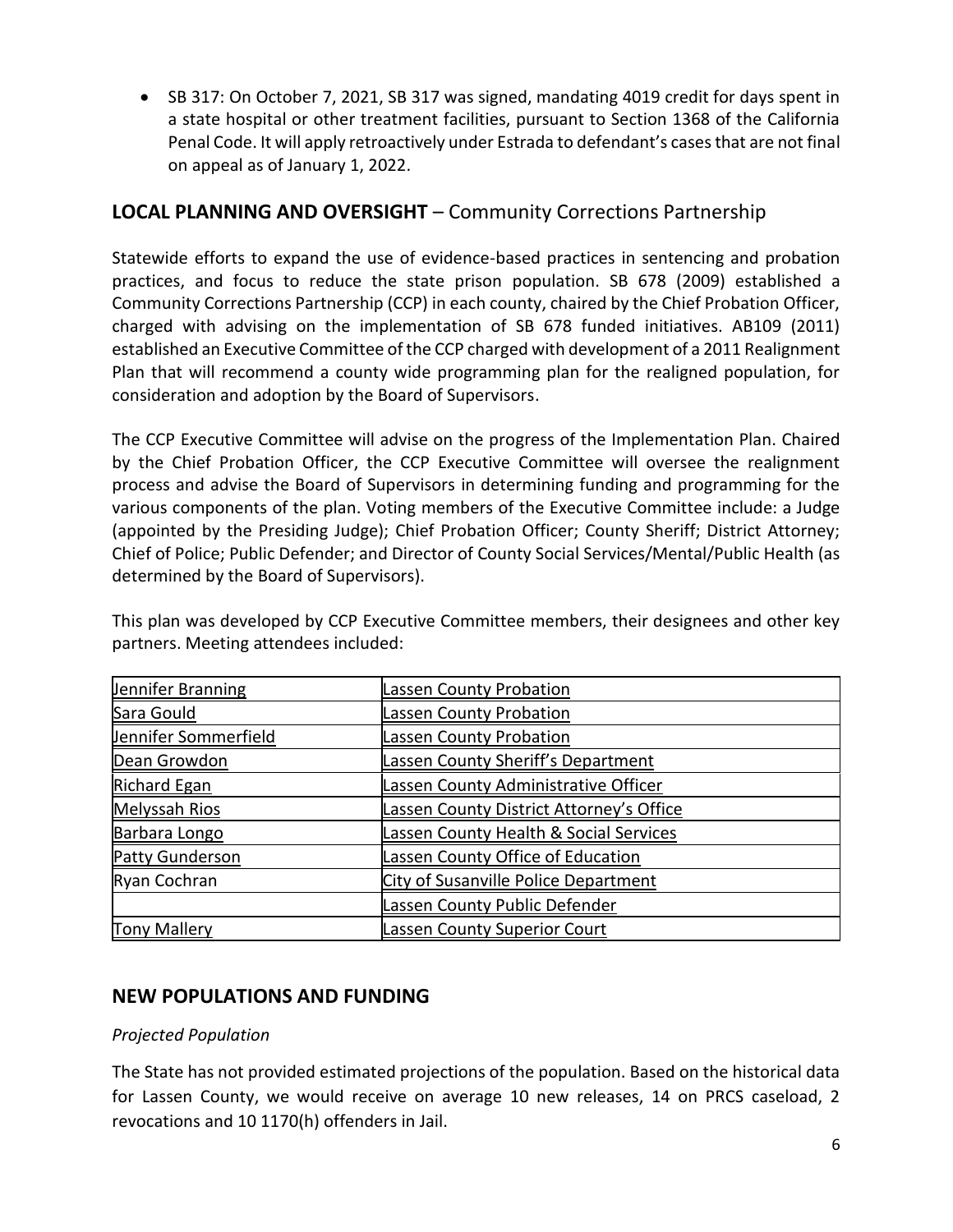- SB 317: On October 7, 2021, SB 317 was signed, mandating 4019 credit for days spent in a state hospital or other treatment facilities, pursuant to Section 1368 of the California Penal Code. It will apply retroactively under Estrada to defendant's cases that are not final on appeal as of January 1, 2022.

## LOCAL PLANNING AND OVERSIGHT – Community Corrections Partnership

Statewide efforts to expand the use of evidence-based practices in sentencing and probation practices, and focus to reduce the state prison population. SB 678 (2009) established a Community Corrections Partnership (CCP) in each county, chaired by the Chief Probation Officer, charged with advising on the implementation of SB 678 funded initiatives. AB109 (2011) established an Executive Committee of the CCP charged with development of a 2011 Realignment Plan that will recommend a county wide programming plan for the realigned population, for consideration and adoption by the Board of Supervisors.

The CCP Executive Committee will advise on the progress of the Implementation Plan. Chaired by the Chief Probation Officer, the CCP Executive Committee will oversee the realignment process and advise the Board of Supervisors in determining funding and programming for the various components of the plan. Voting members of the Executive Committee include: a Judge (appointed by the Presiding Judge); Chief Probation Officer; County Sheriff; District Attorney; Chief of Police; Public Defender; and Director of County Social Services/Mental/Public Health (as determined by the Board of Supervisors).

This plan was developed by CCP Executive Committee members, their designees and other key partners. Meeting attendees included:

| | |
|---|---|
| Jennifer Branning | Lassen County Probation |
| Sara Gould | Lassen County Probation |
| Jennifer Sommerfield | Lassen County Probation |
| Dean Growdon | Lassen County Sheriff's Department |
| Richard Egan | Lassen County Administrative Officer |
| Melyssah Rios | Lassen County District Attorney's Office |
| Barbara Longo | Lassen County Health & Social Services |
| Patty Gunderson | Lassen County Office of Education |
| Ryan Cochran | City of Susanville Police Department |
| | Lassen County Public Defender |
| Tony Mallery | Lassen County Superior Court |

## NEW POPULATIONS AND FUNDING

*Projected Population*

The State has not provided estimated projections of the population. Based on the historical data for Lassen County, we would receive on average 10 new releases, 14 on PRCS caseload, 2 revocations and 10 1170(h) offenders in Jail.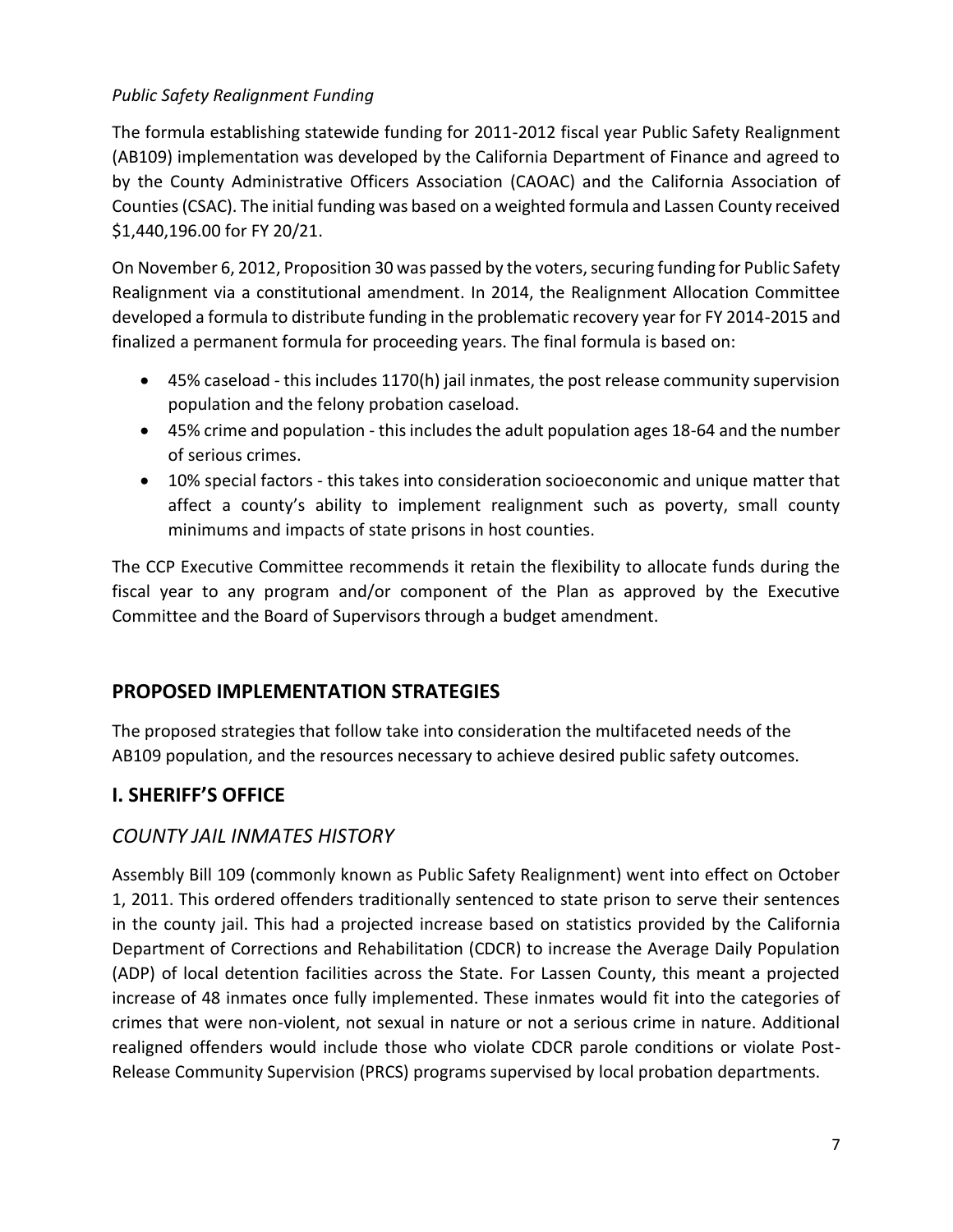*Public Safety Realignment Funding*

The formula establishing statewide funding for 2011-2012 fiscal year Public Safety Realignment (AB109) implementation was developed by the California Department of Finance and agreed to by the County Administrative Officers Association (CAOAC) and the California Association of Counties (CSAC). The initial funding was based on a weighted formula and Lassen County received $1,440,196.00 for FY 20/21.

On November 6, 2012, Proposition 30 was passed by the voters, securing funding for Public Safety Realignment via a constitutional amendment. In 2014, the Realignment Allocation Committee developed a formula to distribute funding in the problematic recovery year for FY 2014-2015 and finalized a permanent formula for proceeding years. The final formula is based on:

- 45% caseload - this includes 1170(h) jail inmates, the post release community supervision population and the felony probation caseload.
- 45% crime and population - this includes the adult population ages 18-64 and the number of serious crimes.
- 10% special factors - this takes into consideration socioeconomic and unique matter that affect a county's ability to implement realignment such as poverty, small county minimums and impacts of state prisons in host counties.

The CCP Executive Committee recommends it retain the flexibility to allocate funds during the fiscal year to any program and/or component of the Plan as approved by the Executive Committee and the Board of Supervisors through a budget amendment.

## PROPOSED IMPLEMENTATION STRATEGIES

The proposed strategies that follow take into consideration the multifaceted needs of the AB109 population, and the resources necessary to achieve desired public safety outcomes.

## I. SHERIFF'S OFFICE

### *COUNTY JAIL INMATES HISTORY*

Assembly Bill 109 (commonly known as Public Safety Realignment) went into effect on October 1, 2011. This ordered offenders traditionally sentenced to state prison to serve their sentences in the county jail. This had a projected increase based on statistics provided by the California Department of Corrections and Rehabilitation (CDCR) to increase the Average Daily Population (ADP) of local detention facilities across the State. For Lassen County, this meant a projected increase of 48 inmates once fully implemented. These inmates would fit into the categories of crimes that were non-violent, not sexual in nature or not a serious crime in nature. Additional realigned offenders would include those who violate CDCR parole conditions or violate Post-Release Community Supervision (PRCS) programs supervised by local probation departments.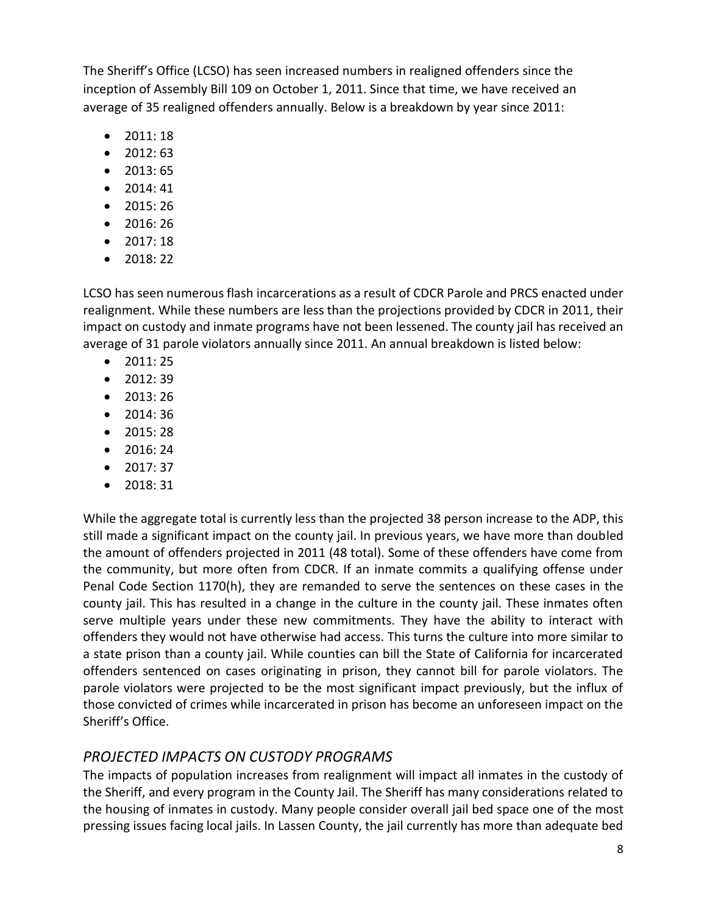The Sheriff's Office (LCSO) has seen increased numbers in realigned offenders since the inception of Assembly Bill 109 on October 1, 2011. Since that time, we have received an average of 35 realigned offenders annually. Below is a breakdown by year since 2011:

- 2011: 18
- 2012: 63
- 2013: 65
- 2014: 41
- 2015: 26
- 2016: 26
- 2017: 18
- 2018: 22

LCSO has seen numerous flash incarcerations as a result of CDCR Parole and PRCS enacted under realignment. While these numbers are less than the projections provided by CDCR in 2011, their impact on custody and inmate programs have not been lessened. The county jail has received an average of 31 parole violators annually since 2011. An annual breakdown is listed below:

- 2011: 25
- 2012: 39
- 2013: 26
- 2014: 36
- 2015: 28
- 2016: 24
- 2017: 37
- 2018: 31

While the aggregate total is currently less than the projected 38 person increase to the ADP, this still made a significant impact on the county jail. In previous years, we have more than doubled the amount of offenders projected in 2011 (48 total). Some of these offenders have come from the community, but more often from CDCR. If an inmate commits a qualifying offense under Penal Code Section 1170(h), they are remanded to serve the sentences on these cases in the county jail. This has resulted in a change in the culture in the county jail. These inmates often serve multiple years under these new commitments. They have the ability to interact with offenders they would not have otherwise had access. This turns the culture into more similar to a state prison than a county jail. While counties can bill the State of California for incarcerated offenders sentenced on cases originating in prison, they cannot bill for parole violators. The parole violators were projected to be the most significant impact previously, but the influx of those convicted of crimes while incarcerated in prison has become an unforeseen impact on the Sheriff's Office.

## *PROJECTED IMPACTS ON CUSTODY PROGRAMS*

The impacts of population increases from realignment will impact all inmates in the custody of the Sheriff, and every program in the County Jail. The Sheriff has many considerations related to the housing of inmates in custody. Many people consider overall jail bed space one of the most pressing issues facing local jails. In Lassen County, the jail currently has more than adequate bed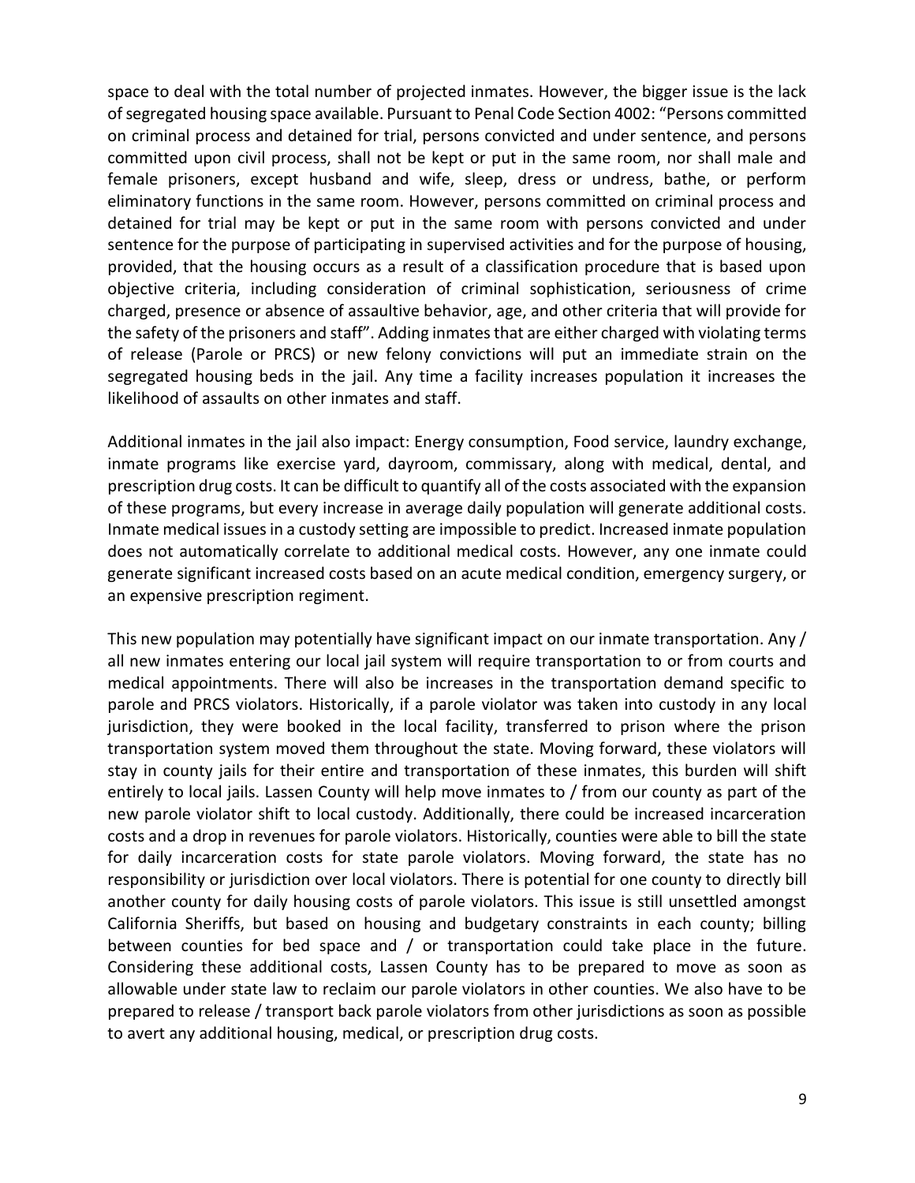space to deal with the total number of projected inmates. However, the bigger issue is the lack of segregated housing space available. Pursuant to Penal Code Section 4002: "Persons committed on criminal process and detained for trial, persons convicted and under sentence, and persons committed upon civil process, shall not be kept or put in the same room, nor shall male and female prisoners, except husband and wife, sleep, dress or undress, bathe, or perform eliminatory functions in the same room. However, persons committed on criminal process and detained for trial may be kept or put in the same room with persons convicted and under sentence for the purpose of participating in supervised activities and for the purpose of housing, provided, that the housing occurs as a result of a classification procedure that is based upon objective criteria, including consideration of criminal sophistication, seriousness of crime charged, presence or absence of assaultive behavior, age, and other criteria that will provide for the safety of the prisoners and staff". Adding inmates that are either charged with violating terms of release (Parole or PRCS) or new felony convictions will put an immediate strain on the segregated housing beds in the jail. Any time a facility increases population it increases the likelihood of assaults on other inmates and staff.

Additional inmates in the jail also impact: Energy consumption, Food service, laundry exchange, inmate programs like exercise yard, dayroom, commissary, along with medical, dental, and prescription drug costs. It can be difficult to quantify all of the costs associated with the expansion of these programs, but every increase in average daily population will generate additional costs. Inmate medical issues in a custody setting are impossible to predict. Increased inmate population does not automatically correlate to additional medical costs. However, any one inmate could generate significant increased costs based on an acute medical condition, emergency surgery, or an expensive prescription regiment.

This new population may potentially have significant impact on our inmate transportation. Any / all new inmates entering our local jail system will require transportation to or from courts and medical appointments. There will also be increases in the transportation demand specific to parole and PRCS violators. Historically, if a parole violator was taken into custody in any local jurisdiction, they were booked in the local facility, transferred to prison where the prison transportation system moved them throughout the state. Moving forward, these violators will stay in county jails for their entire and transportation of these inmates, this burden will shift entirely to local jails. Lassen County will help move inmates to / from our county as part of the new parole violator shift to local custody. Additionally, there could be increased incarceration costs and a drop in revenues for parole violators. Historically, counties were able to bill the state for daily incarceration costs for state parole violators. Moving forward, the state has no responsibility or jurisdiction over local violators. There is potential for one county to directly bill another county for daily housing costs of parole violators. This issue is still unsettled amongst California Sheriffs, but based on housing and budgetary constraints in each county; billing between counties for bed space and / or transportation could take place in the future. Considering these additional costs, Lassen County has to be prepared to move as soon as allowable under state law to reclaim our parole violators in other counties. We also have to be prepared to release / transport back parole violators from other jurisdictions as soon as possible to avert any additional housing, medical, or prescription drug costs.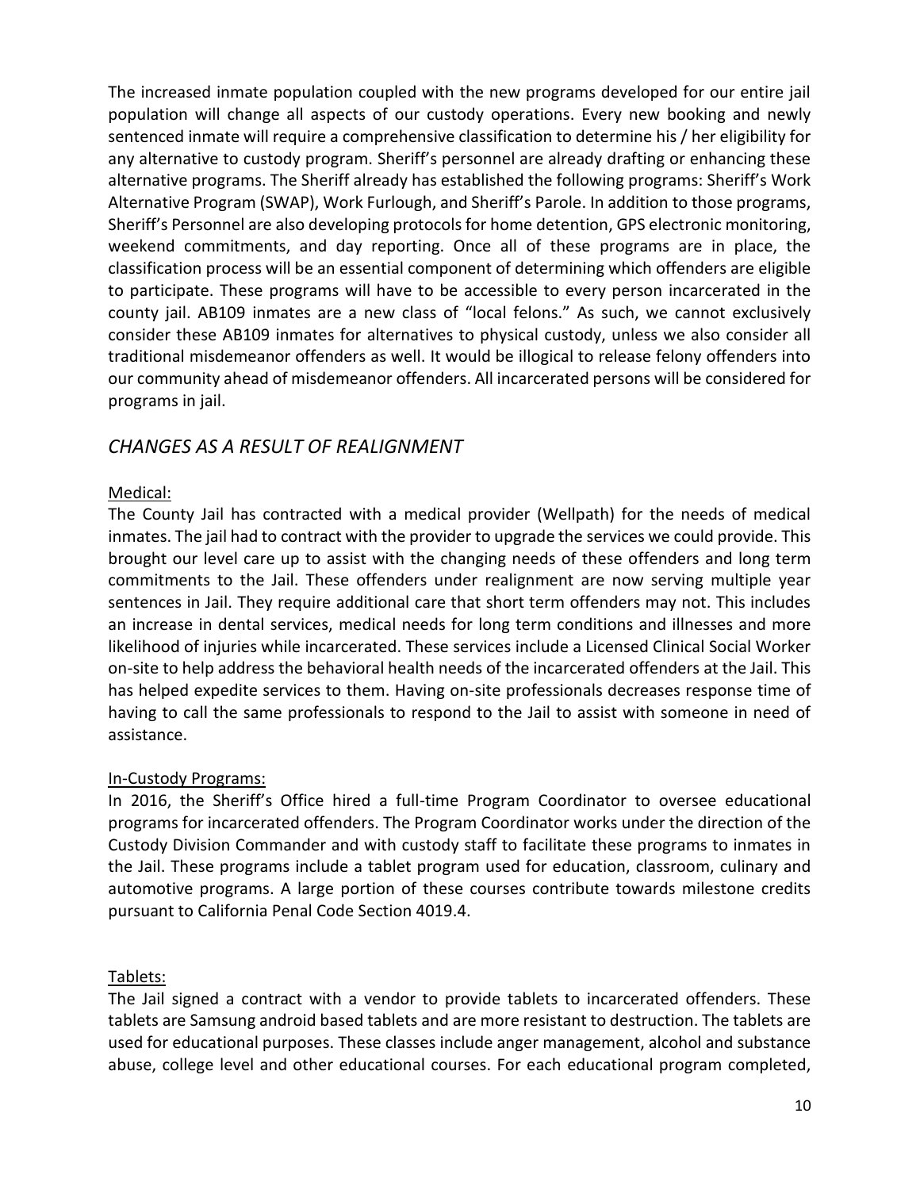The increased inmate population coupled with the new programs developed for our entire jail population will change all aspects of our custody operations. Every new booking and newly sentenced inmate will require a comprehensive classification to determine his / her eligibility for any alternative to custody program. Sheriff's personnel are already drafting or enhancing these alternative programs. The Sheriff already has established the following programs: Sheriff's Work Alternative Program (SWAP), Work Furlough, and Sheriff's Parole. In addition to those programs, Sheriff's Personnel are also developing protocols for home detention, GPS electronic monitoring, weekend commitments, and day reporting. Once all of these programs are in place, the classification process will be an essential component of determining which offenders are eligible to participate. These programs will have to be accessible to every person incarcerated in the county jail. AB109 inmates are a new class of "local felons." As such, we cannot exclusively consider these AB109 inmates for alternatives to physical custody, unless we also consider all traditional misdemeanor offenders as well. It would be illogical to release felony offenders into our community ahead of misdemeanor offenders. All incarcerated persons will be considered for programs in jail.

## *CHANGES AS A RESULT OF REALIGNMENT*

<u>Medical:</u>
The County Jail has contracted with a medical provider (Wellpath) for the needs of medical inmates. The jail had to contract with the provider to upgrade the services we could provide. This brought our level care up to assist with the changing needs of these offenders and long term commitments to the Jail. These offenders under realignment are now serving multiple year sentences in Jail. They require additional care that short term offenders may not. This includes an increase in dental services, medical needs for long term conditions and illnesses and more likelihood of injuries while incarcerated. These services include a Licensed Clinical Social Worker on-site to help address the behavioral health needs of the incarcerated offenders at the Jail. This has helped expedite services to them. Having on-site professionals decreases response time of having to call the same professionals to respond to the Jail to assist with someone in need of assistance.

<u>In-Custody Programs:</u>
In 2016, the Sheriff's Office hired a full-time Program Coordinator to oversee educational programs for incarcerated offenders. The Program Coordinator works under the direction of the Custody Division Commander and with custody staff to facilitate these programs to inmates in the Jail. These programs include a tablet program used for education, classroom, culinary and automotive programs. A large portion of these courses contribute towards milestone credits pursuant to California Penal Code Section 4019.4.

<u>Tablets:</u>
The Jail signed a contract with a vendor to provide tablets to incarcerated offenders. These tablets are Samsung android based tablets and are more resistant to destruction. The tablets are used for educational purposes. These classes include anger management, alcohol and substance abuse, college level and other educational courses. For each educational program completed,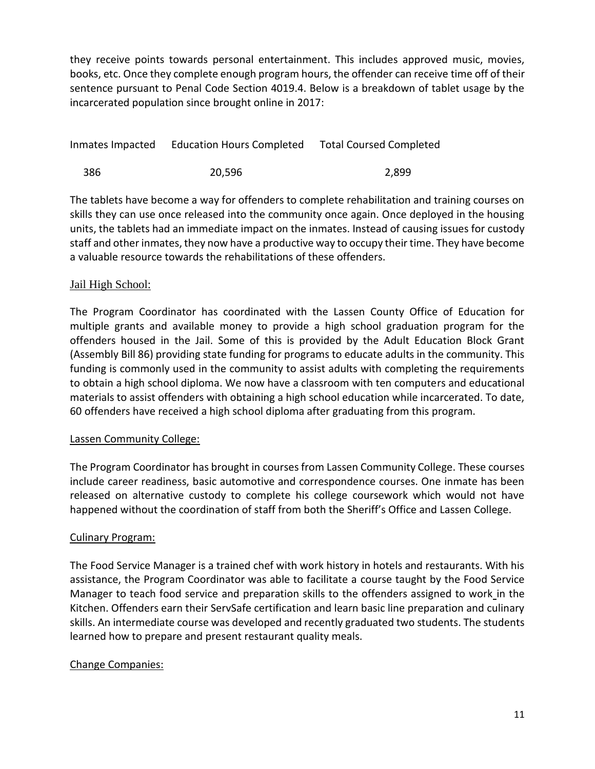they receive points towards personal entertainment. This includes approved music, movies, books, etc. Once they complete enough program hours, the offender can receive time off of their sentence pursuant to Penal Code Section 4019.4. Below is a breakdown of tablet usage by the incarcerated population since brought online in 2017:

| Inmates Impacted | Education Hours Completed | Total Coursed Completed |
| --- | --- | --- |
| 386 | 20,596 | 2,899 |

The tablets have become a way for offenders to complete rehabilitation and training courses on skills they can use once released into the community once again. Once deployed in the housing units, the tablets had an immediate impact on the inmates. Instead of causing issues for custody staff and other inmates, they now have a productive way to occupy their time. They have become a valuable resource towards the rehabilitations of these offenders.

## Jail High School:

The Program Coordinator has coordinated with the Lassen County Office of Education for multiple grants and available money to provide a high school graduation program for the offenders housed in the Jail. Some of this is provided by the Adult Education Block Grant (Assembly Bill 86) providing state funding for programs to educate adults in the community. This funding is commonly used in the community to assist adults with completing the requirements to obtain a high school diploma. We now have a classroom with ten computers and educational materials to assist offenders with obtaining a high school education while incarcerated. To date, 60 offenders have received a high school diploma after graduating from this program.

## Lassen Community College:

The Program Coordinator has brought in courses from Lassen Community College. These courses include career readiness, basic automotive and correspondence courses. One inmate has been released on alternative custody to complete his college coursework which would not have happened without the coordination of staff from both the Sheriff's Office and Lassen College.

## Culinary Program:

The Food Service Manager is a trained chef with work history in hotels and restaurants. With his assistance, the Program Coordinator was able to facilitate a course taught by the Food Service Manager to teach food service and preparation skills to the offenders assigned to work in the Kitchen. Offenders earn their ServSafe certification and learn basic line preparation and culinary skills. An intermediate course was developed and recently graduated two students. The students learned how to prepare and present restaurant quality meals.

## Change Companies: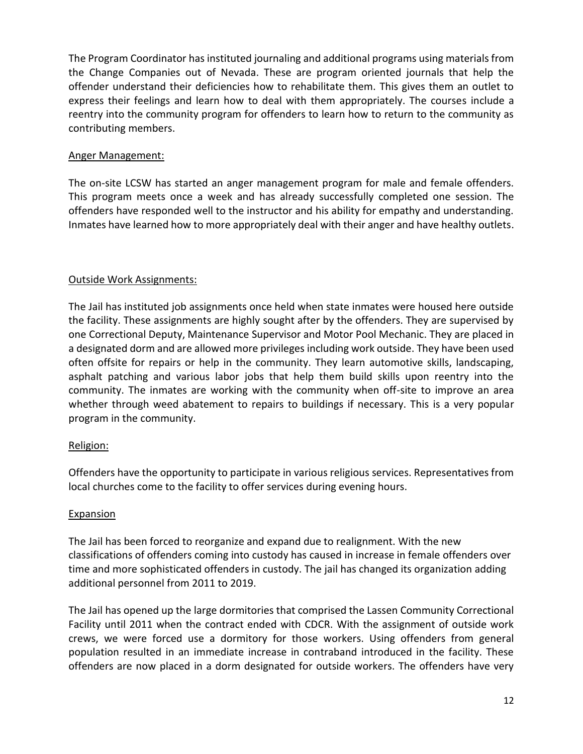The Program Coordinator has instituted journaling and additional programs using materials from the Change Companies out of Nevada. These are program oriented journals that help the offender understand their deficiencies how to rehabilitate them. This gives them an outlet to express their feelings and learn how to deal with them appropriately. The courses include a reentry into the community program for offenders to learn how to return to the community as contributing members.

Anger Management:

The on-site LCSW has started an anger management program for male and female offenders. This program meets once a week and has already successfully completed one session. The offenders have responded well to the instructor and his ability for empathy and understanding. Inmates have learned how to more appropriately deal with their anger and have healthy outlets.

Outside Work Assignments:

The Jail has instituted job assignments once held when state inmates were housed here outside the facility. These assignments are highly sought after by the offenders. They are supervised by one Correctional Deputy, Maintenance Supervisor and Motor Pool Mechanic. They are placed in a designated dorm and are allowed more privileges including work outside. They have been used often offsite for repairs or help in the community. They learn automotive skills, landscaping, asphalt patching and various labor jobs that help them build skills upon reentry into the community. The inmates are working with the community when off-site to improve an area whether through weed abatement to repairs to buildings if necessary. This is a very popular program in the community.

Religion:

Offenders have the opportunity to participate in various religious services. Representatives from local churches come to the facility to offer services during evening hours.

Expansion

The Jail has been forced to reorganize and expand due to realignment. With the new classifications of offenders coming into custody has caused in increase in female offenders over time and more sophisticated offenders in custody. The jail has changed its organization adding additional personnel from 2011 to 2019.

The Jail has opened up the large dormitories that comprised the Lassen Community Correctional Facility until 2011 when the contract ended with CDCR. With the assignment of outside work crews, we were forced use a dormitory for those workers. Using offenders from general population resulted in an immediate increase in contraband introduced in the facility. These offenders are now placed in a dorm designated for outside workers. The offenders have very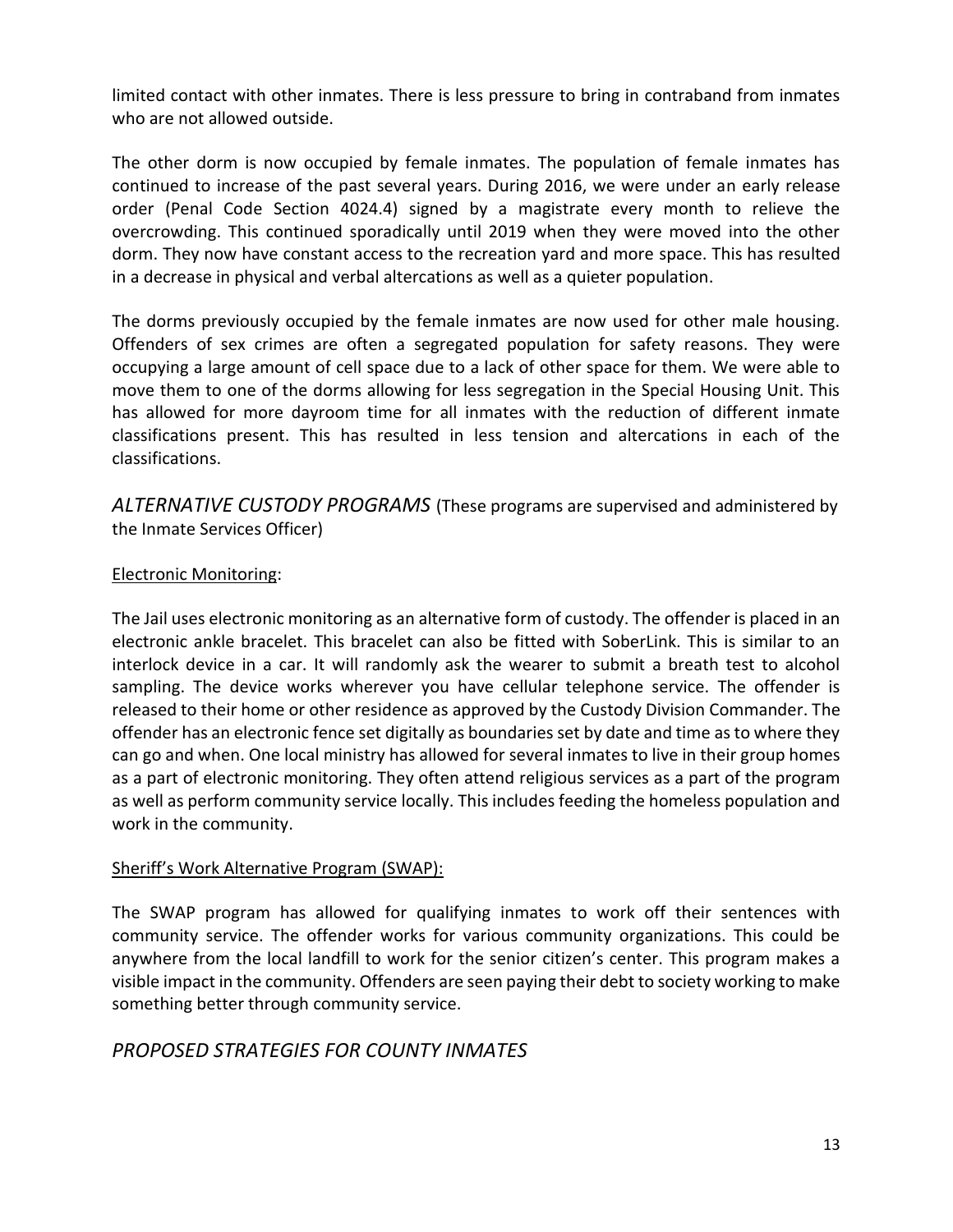limited contact with other inmates. There is less pressure to bring in contraband from inmates who are not allowed outside.

The other dorm is now occupied by female inmates. The population of female inmates has continued to increase of the past several years. During 2016, we were under an early release order (Penal Code Section 4024.4) signed by a magistrate every month to relieve the overcrowding. This continued sporadically until 2019 when they were moved into the other dorm. They now have constant access to the recreation yard and more space. This has resulted in a decrease in physical and verbal altercations as well as a quieter population.

The dorms previously occupied by the female inmates are now used for other male housing. Offenders of sex crimes are often a segregated population for safety reasons. They were occupying a large amount of cell space due to a lack of other space for them. We were able to move them to one of the dorms allowing for less segregation in the Special Housing Unit. This has allowed for more dayroom time for all inmates with the reduction of different inmate classifications present. This has resulted in less tension and altercations in each of the classifications.

## *ALTERNATIVE CUSTODY PROGRAMS* (These programs are supervised and administered by the Inmate Services Officer)

Electronic Monitoring:

The Jail uses electronic monitoring as an alternative form of custody. The offender is placed in an electronic ankle bracelet. This bracelet can also be fitted with SoberLink. This is similar to an interlock device in a car. It will randomly ask the wearer to submit a breath test to alcohol sampling. The device works wherever you have cellular telephone service. The offender is released to their home or other residence as approved by the Custody Division Commander. The offender has an electronic fence set digitally as boundaries set by date and time as to where they can go and when. One local ministry has allowed for several inmates to live in their group homes as a part of electronic monitoring. They often attend religious services as a part of the program as well as perform community service locally. This includes feeding the homeless population and work in the community.

Sheriff's Work Alternative Program (SWAP):

The SWAP program has allowed for qualifying inmates to work off their sentences with community service. The offender works for various community organizations. This could be anywhere from the local landfill to work for the senior citizen's center. This program makes a visible impact in the community. Offenders are seen paying their debt to society working to make something better through community service.

## *PROPOSED STRATEGIES FOR COUNTY INMATES*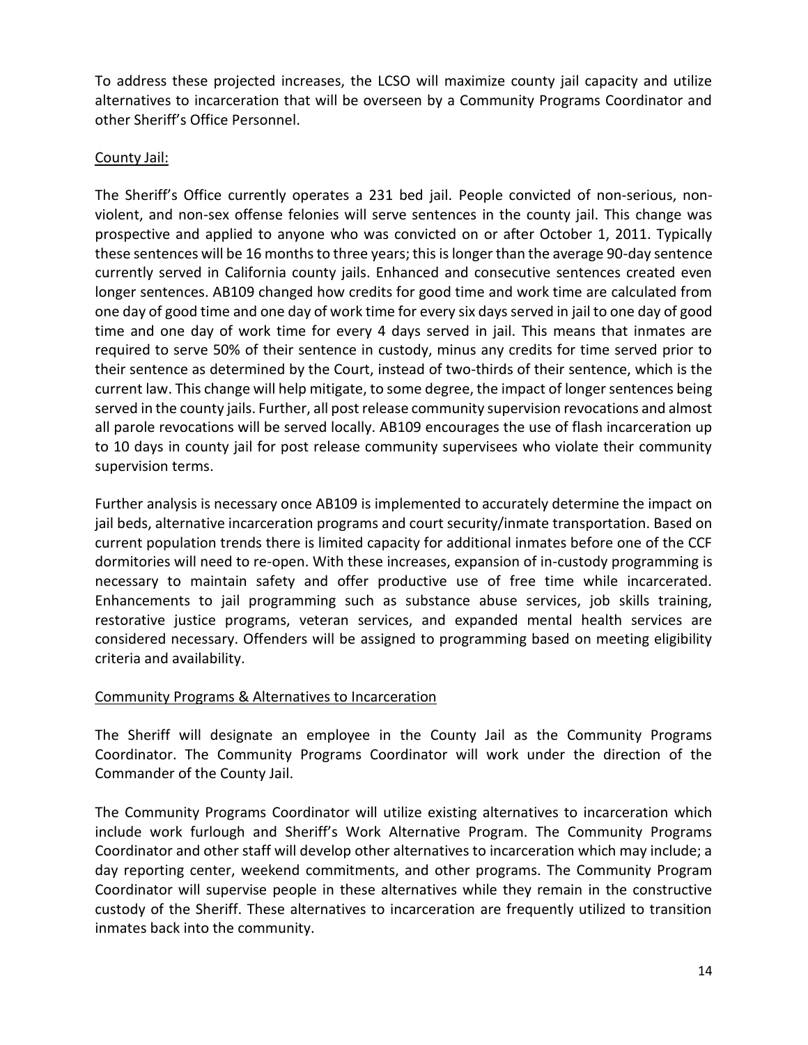To address these projected increases, the LCSO will maximize county jail capacity and utilize alternatives to incarceration that will be overseen by a Community Programs Coordinator and other Sheriff's Office Personnel.

<u>County Jail:</u>

The Sheriff's Office currently operates a 231 bed jail. People convicted of non-serious, non-violent, and non-sex offense felonies will serve sentences in the county jail. This change was prospective and applied to anyone who was convicted on or after October 1, 2011. Typically these sentences will be 16 months to three years; this is longer than the average 90-day sentence currently served in California county jails. Enhanced and consecutive sentences created even longer sentences. AB109 changed how credits for good time and work time are calculated from one day of good time and one day of work time for every six days served in jail to one day of good time and one day of work time for every 4 days served in jail. This means that inmates are required to serve 50% of their sentence in custody, minus any credits for time served prior to their sentence as determined by the Court, instead of two-thirds of their sentence, which is the current law. This change will help mitigate, to some degree, the impact of longer sentences being served in the county jails. Further, all post release community supervision revocations and almost all parole revocations will be served locally. AB109 encourages the use of flash incarceration up to 10 days in county jail for post release community supervisees who violate their community supervision terms.

Further analysis is necessary once AB109 is implemented to accurately determine the impact on jail beds, alternative incarceration programs and court security/inmate transportation. Based on current population trends there is limited capacity for additional inmates before one of the CCF dormitories will need to re-open. With these increases, expansion of in-custody programming is necessary to maintain safety and offer productive use of free time while incarcerated. Enhancements to jail programming such as substance abuse services, job skills training, restorative justice programs, veteran services, and expanded mental health services are considered necessary. Offenders will be assigned to programming based on meeting eligibility criteria and availability.

<u>Community Programs & Alternatives to Incarceration</u>

The Sheriff will designate an employee in the County Jail as the Community Programs Coordinator. The Community Programs Coordinator will work under the direction of the Commander of the County Jail.

The Community Programs Coordinator will utilize existing alternatives to incarceration which include work furlough and Sheriff's Work Alternative Program. The Community Programs Coordinator and other staff will develop other alternatives to incarceration which may include; a day reporting center, weekend commitments, and other programs. The Community Program Coordinator will supervise people in these alternatives while they remain in the constructive custody of the Sheriff. These alternatives to incarceration are frequently utilized to transition inmates back into the community.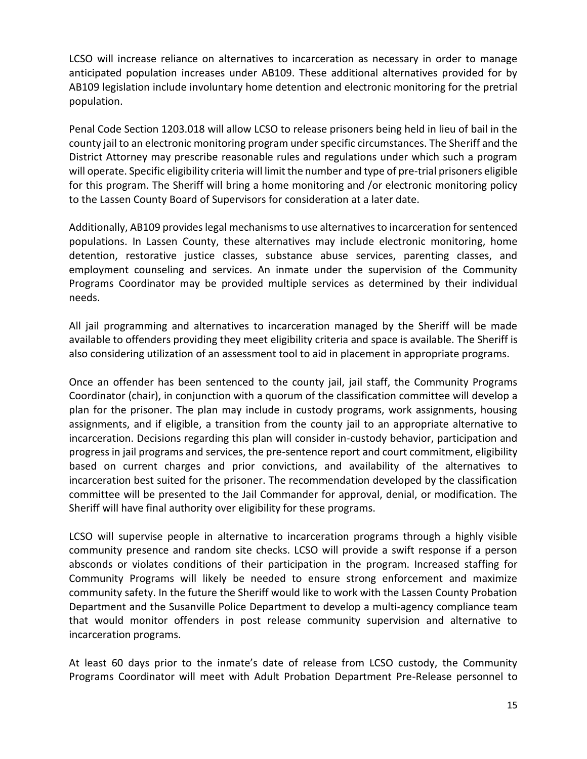LCSO will increase reliance on alternatives to incarceration as necessary in order to manage anticipated population increases under AB109. These additional alternatives provided for by AB109 legislation include involuntary home detention and electronic monitoring for the pretrial population.

Penal Code Section 1203.018 will allow LCSO to release prisoners being held in lieu of bail in the county jail to an electronic monitoring program under specific circumstances. The Sheriff and the District Attorney may prescribe reasonable rules and regulations under which such a program will operate. Specific eligibility criteria will limit the number and type of pre-trial prisoners eligible for this program. The Sheriff will bring a home monitoring and /or electronic monitoring policy to the Lassen County Board of Supervisors for consideration at a later date.

Additionally, AB109 provides legal mechanisms to use alternatives to incarceration for sentenced populations. In Lassen County, these alternatives may include electronic monitoring, home detention, restorative justice classes, substance abuse services, parenting classes, and employment counseling and services. An inmate under the supervision of the Community Programs Coordinator may be provided multiple services as determined by their individual needs.

All jail programming and alternatives to incarceration managed by the Sheriff will be made available to offenders providing they meet eligibility criteria and space is available. The Sheriff is also considering utilization of an assessment tool to aid in placement in appropriate programs.

Once an offender has been sentenced to the county jail, jail staff, the Community Programs Coordinator (chair), in conjunction with a quorum of the classification committee will develop a plan for the prisoner. The plan may include in custody programs, work assignments, housing assignments, and if eligible, a transition from the county jail to an appropriate alternative to incarceration. Decisions regarding this plan will consider in-custody behavior, participation and progress in jail programs and services, the pre-sentence report and court commitment, eligibility based on current charges and prior convictions, and availability of the alternatives to incarceration best suited for the prisoner. The recommendation developed by the classification committee will be presented to the Jail Commander for approval, denial, or modification. The Sheriff will have final authority over eligibility for these programs.

LCSO will supervise people in alternative to incarceration programs through a highly visible community presence and random site checks. LCSO will provide a swift response if a person absconds or violates conditions of their participation in the program. Increased staffing for Community Programs will likely be needed to ensure strong enforcement and maximize community safety. In the future the Sheriff would like to work with the Lassen County Probation Department and the Susanville Police Department to develop a multi-agency compliance team that would monitor offenders in post release community supervision and alternative to incarceration programs.

At least 60 days prior to the inmate's date of release from LCSO custody, the Community Programs Coordinator will meet with Adult Probation Department Pre-Release personnel to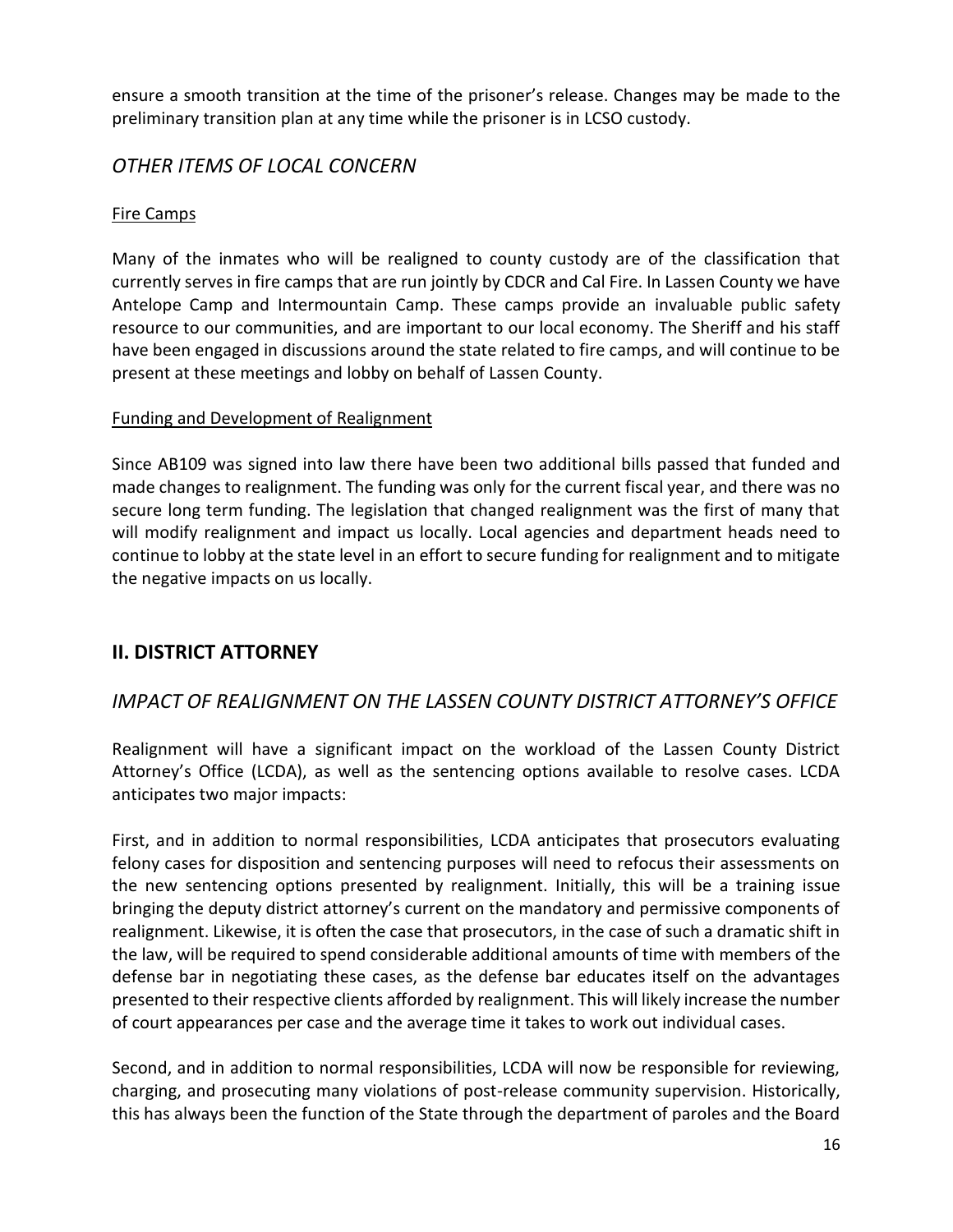ensure a smooth transition at the time of the prisoner's release. Changes may be made to the preliminary transition plan at any time while the prisoner is in LCSO custody.

### *OTHER ITEMS OF LOCAL CONCERN*

Fire Camps

Many of the inmates who will be realigned to county custody are of the classification that currently serves in fire camps that are run jointly by CDCR and Cal Fire. In Lassen County we have Antelope Camp and Intermountain Camp. These camps provide an invaluable public safety resource to our communities, and are important to our local economy. The Sheriff and his staff have been engaged in discussions around the state related to fire camps, and will continue to be present at these meetings and lobby on behalf of Lassen County.

Funding and Development of Realignment

Since AB109 was signed into law there have been two additional bills passed that funded and made changes to realignment. The funding was only for the current fiscal year, and there was no secure long term funding. The legislation that changed realignment was the first of many that will modify realignment and impact us locally. Local agencies and department heads need to continue to lobby at the state level in an effort to secure funding for realignment and to mitigate the negative impacts on us locally.

## II. DISTRICT ATTORNEY

### *IMPACT OF REALIGNMENT ON THE LASSEN COUNTY DISTRICT ATTORNEY'S OFFICE*

Realignment will have a significant impact on the workload of the Lassen County District Attorney's Office (LCDA), as well as the sentencing options available to resolve cases. LCDA anticipates two major impacts:

First, and in addition to normal responsibilities, LCDA anticipates that prosecutors evaluating felony cases for disposition and sentencing purposes will need to refocus their assessments on the new sentencing options presented by realignment. Initially, this will be a training issue bringing the deputy district attorney's current on the mandatory and permissive components of realignment. Likewise, it is often the case that prosecutors, in the case of such a dramatic shift in the law, will be required to spend considerable additional amounts of time with members of the defense bar in negotiating these cases, as the defense bar educates itself on the advantages presented to their respective clients afforded by realignment. This will likely increase the number of court appearances per case and the average time it takes to work out individual cases.

Second, and in addition to normal responsibilities, LCDA will now be responsible for reviewing, charging, and prosecuting many violations of post-release community supervision. Historically, this has always been the function of the State through the department of paroles and the Board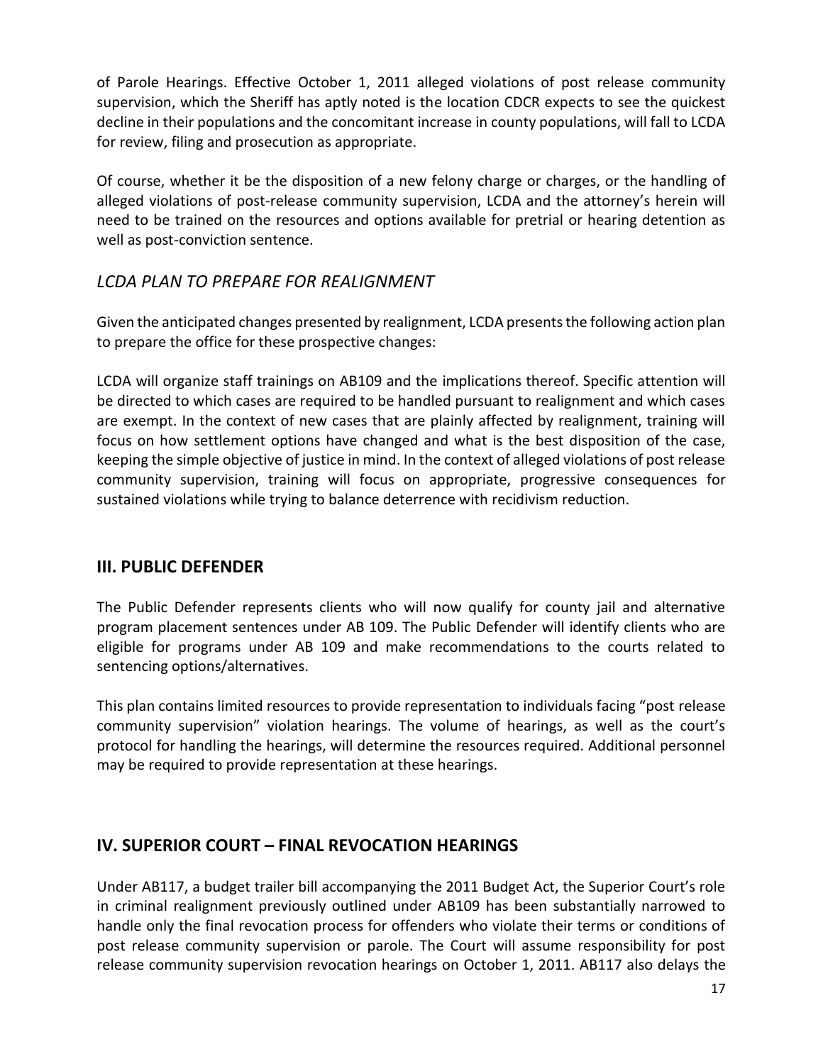of Parole Hearings. Effective October 1, 2011 alleged violations of post release community supervision, which the Sheriff has aptly noted is the location CDCR expects to see the quickest decline in their populations and the concomitant increase in county populations, will fall to LCDA for review, filing and prosecution as appropriate.

Of course, whether it be the disposition of a new felony charge or charges, or the handling of alleged violations of post-release community supervision, LCDA and the attorney's herein will need to be trained on the resources and options available for pretrial or hearing detention as well as post-conviction sentence.

### *LCDA PLAN TO PREPARE FOR REALIGNMENT*

Given the anticipated changes presented by realignment, LCDA presents the following action plan to prepare the office for these prospective changes:

LCDA will organize staff trainings on AB109 and the implications thereof. Specific attention will be directed to which cases are required to be handled pursuant to realignment and which cases are exempt. In the context of new cases that are plainly affected by realignment, training will focus on how settlement options have changed and what is the best disposition of the case, keeping the simple objective of justice in mind. In the context of alleged violations of post release community supervision, training will focus on appropriate, progressive consequences for sustained violations while trying to balance deterrence with recidivism reduction.

## III. PUBLIC DEFENDER

The Public Defender represents clients who will now qualify for county jail and alternative program placement sentences under AB 109. The Public Defender will identify clients who are eligible for programs under AB 109 and make recommendations to the courts related to sentencing options/alternatives.

This plan contains limited resources to provide representation to individuals facing "post release community supervision" violation hearings. The volume of hearings, as well as the court's protocol for handling the hearings, will determine the resources required. Additional personnel may be required to provide representation at these hearings.

## IV. SUPERIOR COURT – FINAL REVOCATION HEARINGS

Under AB117, a budget trailer bill accompanying the 2011 Budget Act, the Superior Court's role in criminal realignment previously outlined under AB109 has been substantially narrowed to handle only the final revocation process for offenders who violate their terms or conditions of post release community supervision or parole. The Court will assume responsibility for post release community supervision revocation hearings on October 1, 2011. AB117 also delays the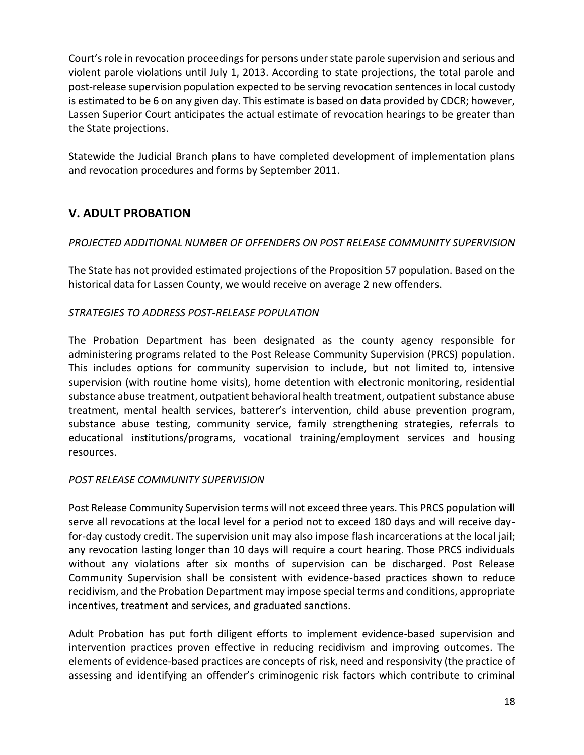Court's role in revocation proceedings for persons under state parole supervision and serious and violent parole violations until July 1, 2013. According to state projections, the total parole and post-release supervision population expected to be serving revocation sentences in local custody is estimated to be 6 on any given day. This estimate is based on data provided by CDCR; however, Lassen Superior Court anticipates the actual estimate of revocation hearings to be greater than the State projections.

Statewide the Judicial Branch plans to have completed development of implementation plans and revocation procedures and forms by September 2011.

## V. ADULT PROBATION

*PROJECTED ADDITIONAL NUMBER OF OFFENDERS ON POST RELEASE COMMUNITY SUPERVISION*

The State has not provided estimated projections of the Proposition 57 population. Based on the historical data for Lassen County, we would receive on average 2 new offenders.

*STRATEGIES TO ADDRESS POST-RELEASE POPULATION*

The Probation Department has been designated as the county agency responsible for administering programs related to the Post Release Community Supervision (PRCS) population. This includes options for community supervision to include, but not limited to, intensive supervision (with routine home visits), home detention with electronic monitoring, residential substance abuse treatment, outpatient behavioral health treatment, outpatient substance abuse treatment, mental health services, batterer's intervention, child abuse prevention program, substance abuse testing, community service, family strengthening strategies, referrals to educational institutions/programs, vocational training/employment services and housing resources.

*POST RELEASE COMMUNITY SUPERVISION*

Post Release Community Supervision terms will not exceed three years. This PRCS population will serve all revocations at the local level for a period not to exceed 180 days and will receive day-for-day custody credit. The supervision unit may also impose flash incarcerations at the local jail; any revocation lasting longer than 10 days will require a court hearing. Those PRCS individuals without any violations after six months of supervision can be discharged. Post Release Community Supervision shall be consistent with evidence-based practices shown to reduce recidivism, and the Probation Department may impose special terms and conditions, appropriate incentives, treatment and services, and graduated sanctions.

Adult Probation has put forth diligent efforts to implement evidence-based supervision and intervention practices proven effective in reducing recidivism and improving outcomes. The elements of evidence-based practices are concepts of risk, need and responsivity (the practice of assessing and identifying an offender's criminogenic risk factors which contribute to criminal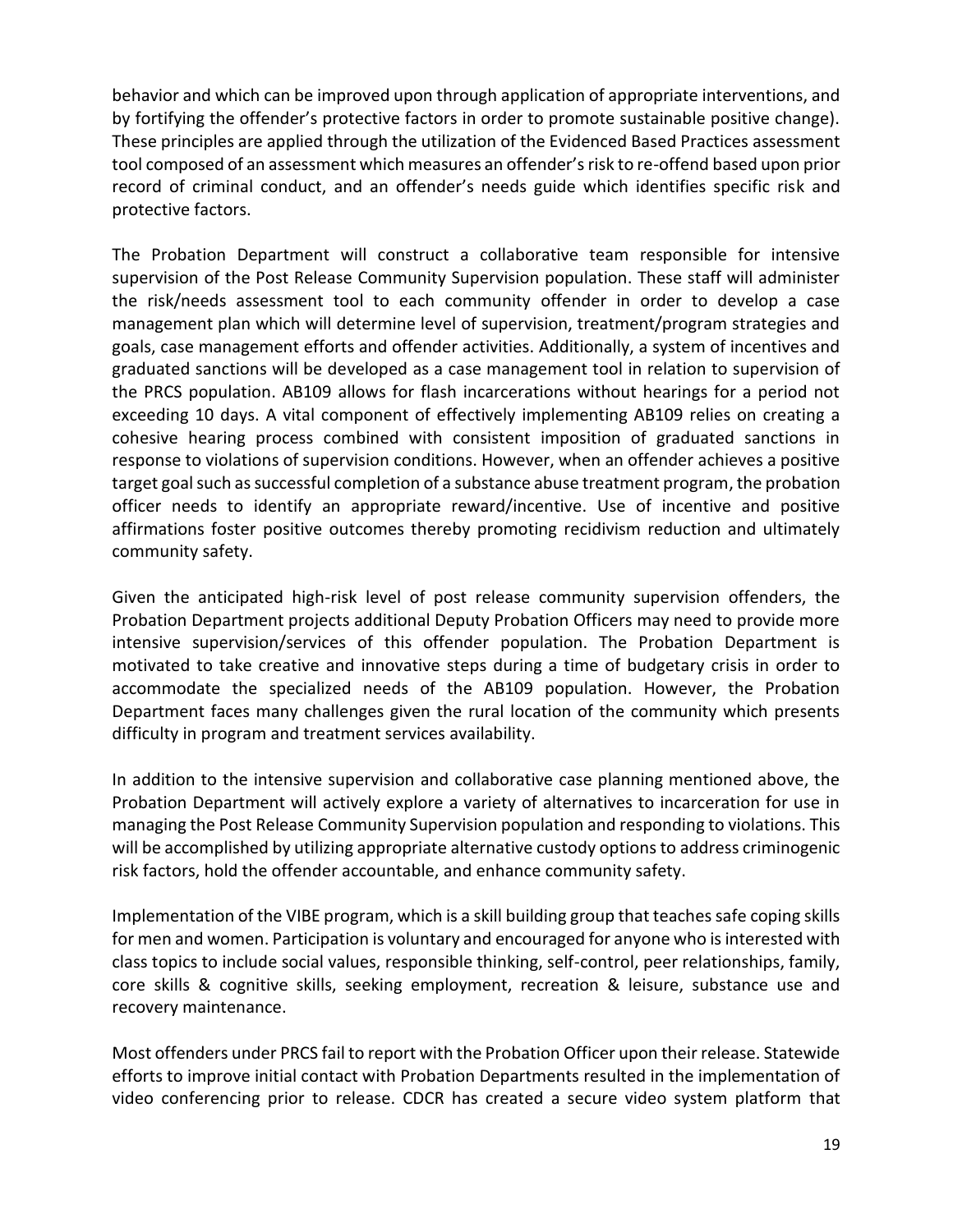behavior and which can be improved upon through application of appropriate interventions, and by fortifying the offender's protective factors in order to promote sustainable positive change). These principles are applied through the utilization of the Evidenced Based Practices assessment tool composed of an assessment which measures an offender's risk to re-offend based upon prior record of criminal conduct, and an offender's needs guide which identifies specific risk and protective factors.

The Probation Department will construct a collaborative team responsible for intensive supervision of the Post Release Community Supervision population. These staff will administer the risk/needs assessment tool to each community offender in order to develop a case management plan which will determine level of supervision, treatment/program strategies and goals, case management efforts and offender activities. Additionally, a system of incentives and graduated sanctions will be developed as a case management tool in relation to supervision of the PRCS population. AB109 allows for flash incarcerations without hearings for a period not exceeding 10 days. A vital component of effectively implementing AB109 relies on creating a cohesive hearing process combined with consistent imposition of graduated sanctions in response to violations of supervision conditions. However, when an offender achieves a positive target goal such as successful completion of a substance abuse treatment program, the probation officer needs to identify an appropriate reward/incentive. Use of incentive and positive affirmations foster positive outcomes thereby promoting recidivism reduction and ultimately community safety.

Given the anticipated high-risk level of post release community supervision offenders, the Probation Department projects additional Deputy Probation Officers may need to provide more intensive supervision/services of this offender population. The Probation Department is motivated to take creative and innovative steps during a time of budgetary crisis in order to accommodate the specialized needs of the AB109 population. However, the Probation Department faces many challenges given the rural location of the community which presents difficulty in program and treatment services availability.

In addition to the intensive supervision and collaborative case planning mentioned above, the Probation Department will actively explore a variety of alternatives to incarceration for use in managing the Post Release Community Supervision population and responding to violations. This will be accomplished by utilizing appropriate alternative custody options to address criminogenic risk factors, hold the offender accountable, and enhance community safety.

Implementation of the VIBE program, which is a skill building group that teaches safe coping skills for men and women. Participation is voluntary and encouraged for anyone who is interested with class topics to include social values, responsible thinking, self-control, peer relationships, family, core skills & cognitive skills, seeking employment, recreation & leisure, substance use and recovery maintenance.

Most offenders under PRCS fail to report with the Probation Officer upon their release. Statewide efforts to improve initial contact with Probation Departments resulted in the implementation of video conferencing prior to release. CDCR has created a secure video system platform that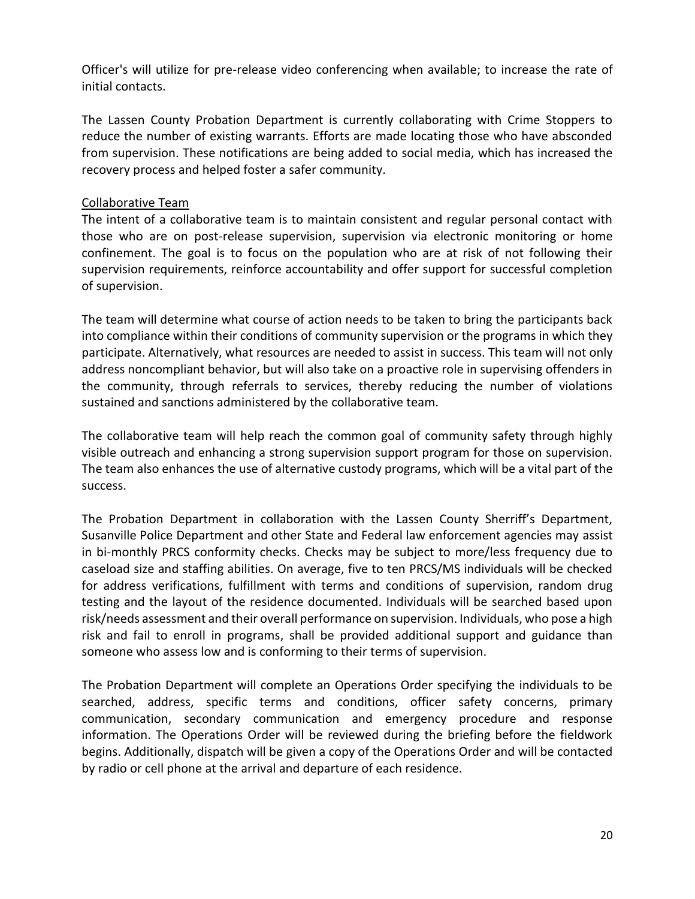Officer's will utilize for pre-release video conferencing when available; to increase the rate of initial contacts.

The Lassen County Probation Department is currently collaborating with Crime Stoppers to reduce the number of existing warrants. Efforts are made locating those who have absconded from supervision. These notifications are being added to social media, which has increased the recovery process and helped foster a safer community.

Collaborative Team

The intent of a collaborative team is to maintain consistent and regular personal contact with those who are on post-release supervision, supervision via electronic monitoring or home confinement. The goal is to focus on the population who are at risk of not following their supervision requirements, reinforce accountability and offer support for successful completion of supervision.

The team will determine what course of action needs to be taken to bring the participants back into compliance within their conditions of community supervision or the programs in which they participate. Alternatively, what resources are needed to assist in success. This team will not only address noncompliant behavior, but will also take on a proactive role in supervising offenders in the community, through referrals to services, thereby reducing the number of violations sustained and sanctions administered by the collaborative team.

The collaborative team will help reach the common goal of community safety through highly visible outreach and enhancing a strong supervision support program for those on supervision. The team also enhances the use of alternative custody programs, which will be a vital part of the success.

The Probation Department in collaboration with the Lassen County Sherriff's Department, Susanville Police Department and other State and Federal law enforcement agencies may assist in bi-monthly PRCS conformity checks. Checks may be subject to more/less frequency due to caseload size and staffing abilities. On average, five to ten PRCS/MS individuals will be checked for address verifications, fulfillment with terms and conditions of supervision, random drug testing and the layout of the residence documented. Individuals will be searched based upon risk/needs assessment and their overall performance on supervision. Individuals, who pose a high risk and fail to enroll in programs, shall be provided additional support and guidance than someone who assess low and is conforming to their terms of supervision.

The Probation Department will complete an Operations Order specifying the individuals to be searched, address, specific terms and conditions, officer safety concerns, primary communication, secondary communication and emergency procedure and response information. The Operations Order will be reviewed during the briefing before the fieldwork begins. Additionally, dispatch will be given a copy of the Operations Order and will be contacted by radio or cell phone at the arrival and departure of each residence.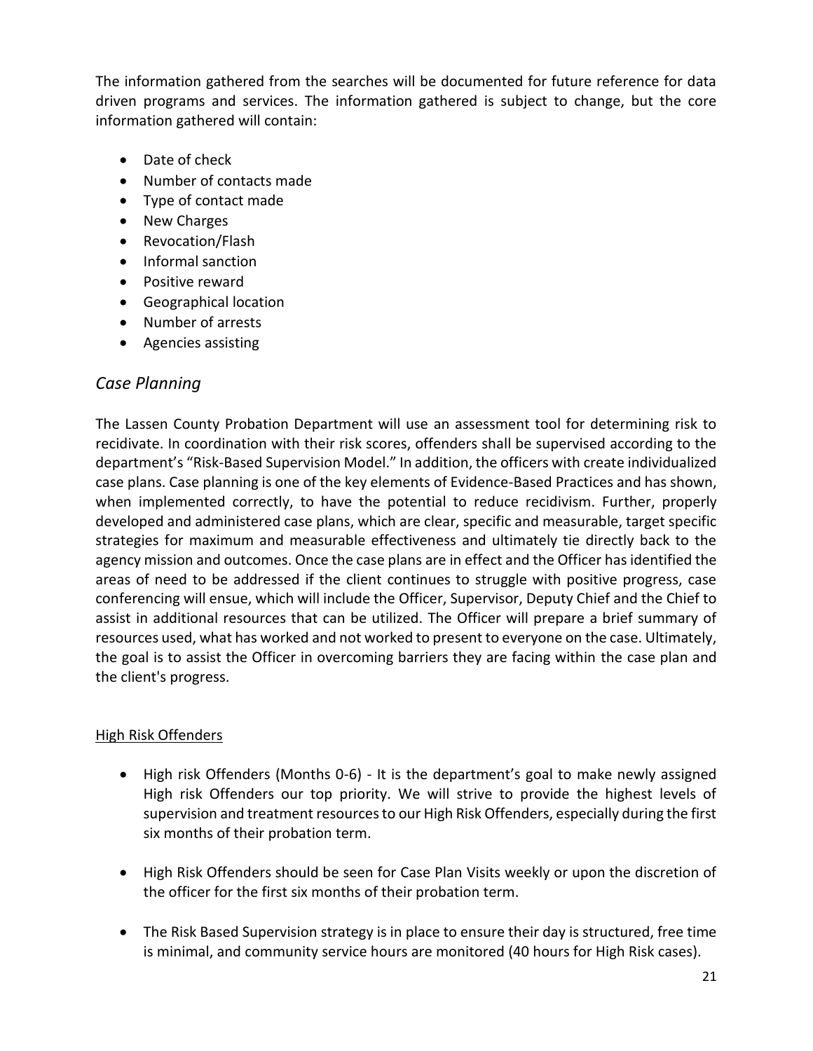The information gathered from the searches will be documented for future reference for data driven programs and services. The information gathered is subject to change, but the core information gathered will contain:

- Date of check
- Number of contacts made
- Type of contact made
- New Charges
- Revocation/Flash
- Informal sanction
- Positive reward
- Geographical location
- Number of arrests
- Agencies assisting

## *Case Planning*

The Lassen County Probation Department will use an assessment tool for determining risk to recidivate. In coordination with their risk scores, offenders shall be supervised according to the department's "Risk-Based Supervision Model." In addition, the officers with create individualized case plans. Case planning is one of the key elements of Evidence-Based Practices and has shown, when implemented correctly, to have the potential to reduce recidivism. Further, properly developed and administered case plans, which are clear, specific and measurable, target specific strategies for maximum and measurable effectiveness and ultimately tie directly back to the agency mission and outcomes. Once the case plans are in effect and the Officer has identified the areas of need to be addressed if the client continues to struggle with positive progress, case conferencing will ensue, which will include the Officer, Supervisor, Deputy Chief and the Chief to assist in additional resources that can be utilized. The Officer will prepare a brief summary of resources used, what has worked and not worked to present to everyone on the case. Ultimately, the goal is to assist the Officer in overcoming barriers they are facing within the case plan and the client's progress.

<u>High Risk Offenders</u>

- High risk Offenders (Months 0-6) - It is the department's goal to make newly assigned High risk Offenders our top priority. We will strive to provide the highest levels of supervision and treatment resources to our High Risk Offenders, especially during the first six months of their probation term.

- High Risk Offenders should be seen for Case Plan Visits weekly or upon the discretion of the officer for the first six months of their probation term.

- The Risk Based Supervision strategy is in place to ensure their day is structured, free time is minimal, and community service hours are monitored (40 hours for High Risk cases).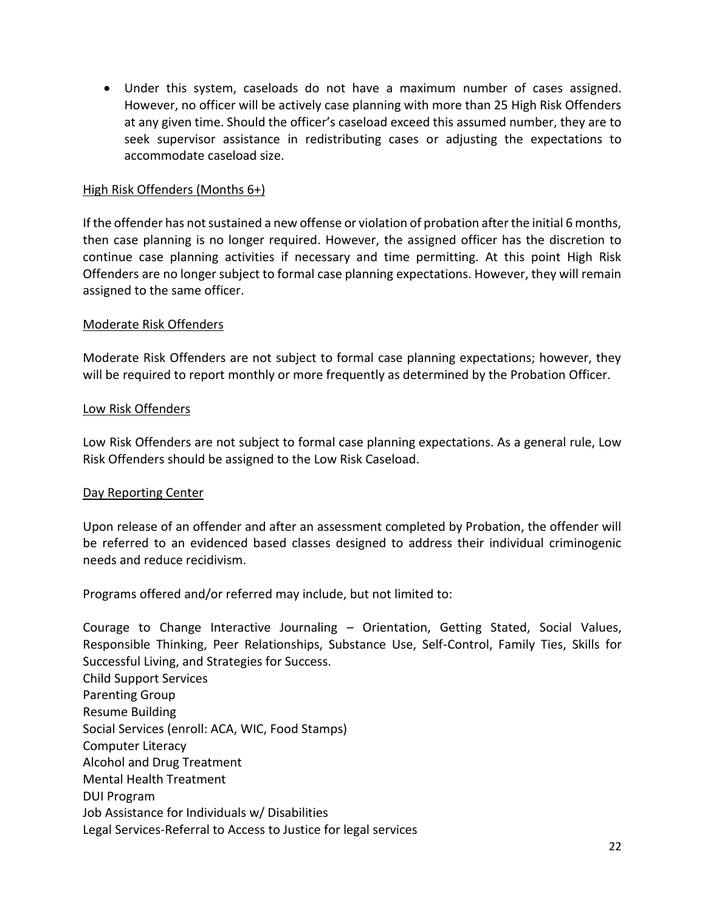- Under this system, caseloads do not have a maximum number of cases assigned. However, no officer will be actively case planning with more than 25 High Risk Offenders at any given time. Should the officer's caseload exceed this assumed number, they are to seek supervisor assistance in redistributing cases or adjusting the expectations to accommodate caseload size.

<u>High Risk Offenders (Months 6+)</u>

If the offender has not sustained a new offense or violation of probation after the initial 6 months, then case planning is no longer required. However, the assigned officer has the discretion to continue case planning activities if necessary and time permitting. At this point High Risk Offenders are no longer subject to formal case planning expectations. However, they will remain assigned to the same officer.

<u>Moderate Risk Offenders</u>

Moderate Risk Offenders are not subject to formal case planning expectations; however, they will be required to report monthly or more frequently as determined by the Probation Officer.

<u>Low Risk Offenders</u>

Low Risk Offenders are not subject to formal case planning expectations. As a general rule, Low Risk Offenders should be assigned to the Low Risk Caseload.

<u>Day Reporting Center</u>

Upon release of an offender and after an assessment completed by Probation, the offender will be referred to an evidenced based classes designed to address their individual criminogenic needs and reduce recidivism.

Programs offered and/or referred may include, but not limited to:

Courage to Change Interactive Journaling – Orientation, Getting Stated, Social Values, Responsible Thinking, Peer Relationships, Substance Use, Self-Control, Family Ties, Skills for Successful Living, and Strategies for Success.
Child Support Services
Parenting Group
Resume Building
Social Services (enroll: ACA, WIC, Food Stamps)
Computer Literacy
Alcohol and Drug Treatment
Mental Health Treatment
DUI Program
Job Assistance for Individuals w/ Disabilities
Legal Services-Referral to Access to Justice for legal services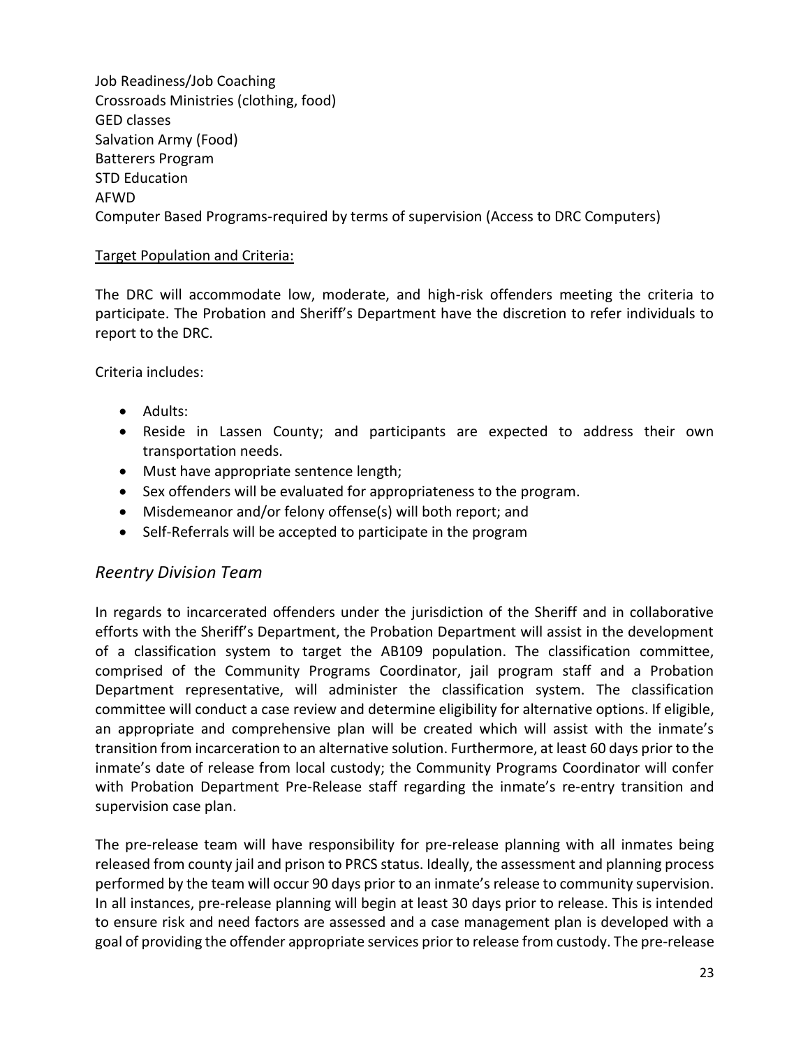Job Readiness/Job Coaching
Crossroads Ministries (clothing, food)
GED classes
Salvation Army (Food)
Batterers Program
STD Education
AFWD
Computer Based Programs-required by terms of supervision (Access to DRC Computers)

<u>Target Population and Criteria:</u>

The DRC will accommodate low, moderate, and high-risk offenders meeting the criteria to participate. The Probation and Sheriff's Department have the discretion to refer individuals to report to the DRC.

Criteria includes:

- Adults:
- Reside in Lassen County; and participants are expected to address their own transportation needs.
- Must have appropriate sentence length;
- Sex offenders will be evaluated for appropriateness to the program.
- Misdemeanor and/or felony offense(s) will both report; and
- Self-Referrals will be accepted to participate in the program

## *Reentry Division Team*

In regards to incarcerated offenders under the jurisdiction of the Sheriff and in collaborative efforts with the Sheriff's Department, the Probation Department will assist in the development of a classification system to target the AB109 population. The classification committee, comprised of the Community Programs Coordinator, jail program staff and a Probation Department representative, will administer the classification system. The classification committee will conduct a case review and determine eligibility for alternative options. If eligible, an appropriate and comprehensive plan will be created which will assist with the inmate's transition from incarceration to an alternative solution. Furthermore, at least 60 days prior to the inmate's date of release from local custody; the Community Programs Coordinator will confer with Probation Department Pre-Release staff regarding the inmate's re-entry transition and supervision case plan.

The pre-release team will have responsibility for pre-release planning with all inmates being released from county jail and prison to PRCS status. Ideally, the assessment and planning process performed by the team will occur 90 days prior to an inmate's release to community supervision. In all instances, pre-release planning will begin at least 30 days prior to release. This is intended to ensure risk and need factors are assessed and a case management plan is developed with a goal of providing the offender appropriate services prior to release from custody. The pre-release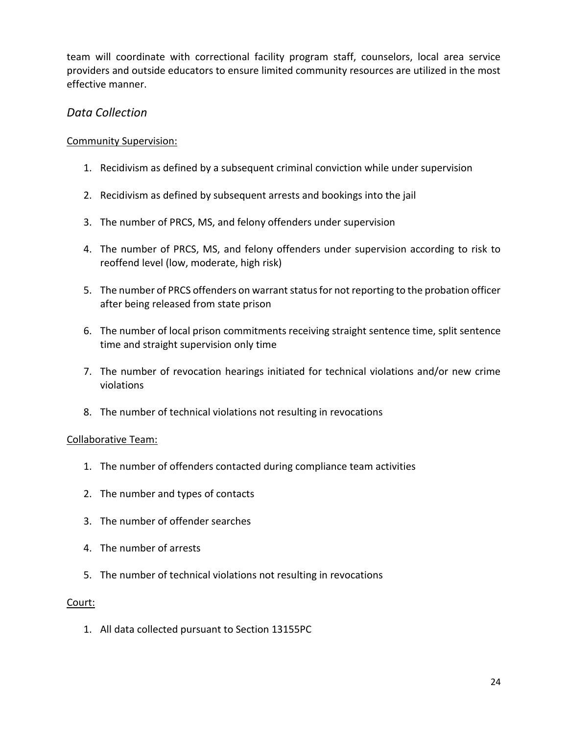team will coordinate with correctional facility program staff, counselors, local area service providers and outside educators to ensure limited community resources are utilized in the most effective manner.

### *Data Collection*

<u>Community Supervision:</u>

1. Recidivism as defined by a subsequent criminal conviction while under supervision
2. Recidivism as defined by subsequent arrests and bookings into the jail
3. The number of PRCS, MS, and felony offenders under supervision
4. The number of PRCS, MS, and felony offenders under supervision according to risk to reoffend level (low, moderate, high risk)
5. The number of PRCS offenders on warrant status for not reporting to the probation officer after being released from state prison
6. The number of local prison commitments receiving straight sentence time, split sentence time and straight supervision only time
7. The number of revocation hearings initiated for technical violations and/or new crime violations
8. The number of technical violations not resulting in revocations

<u>Collaborative Team:</u>

1. The number of offenders contacted during compliance team activities
2. The number and types of contacts
3. The number of offender searches
4. The number of arrests
5. The number of technical violations not resulting in revocations

<u>Court:</u>

1. All data collected pursuant to Section 13155PC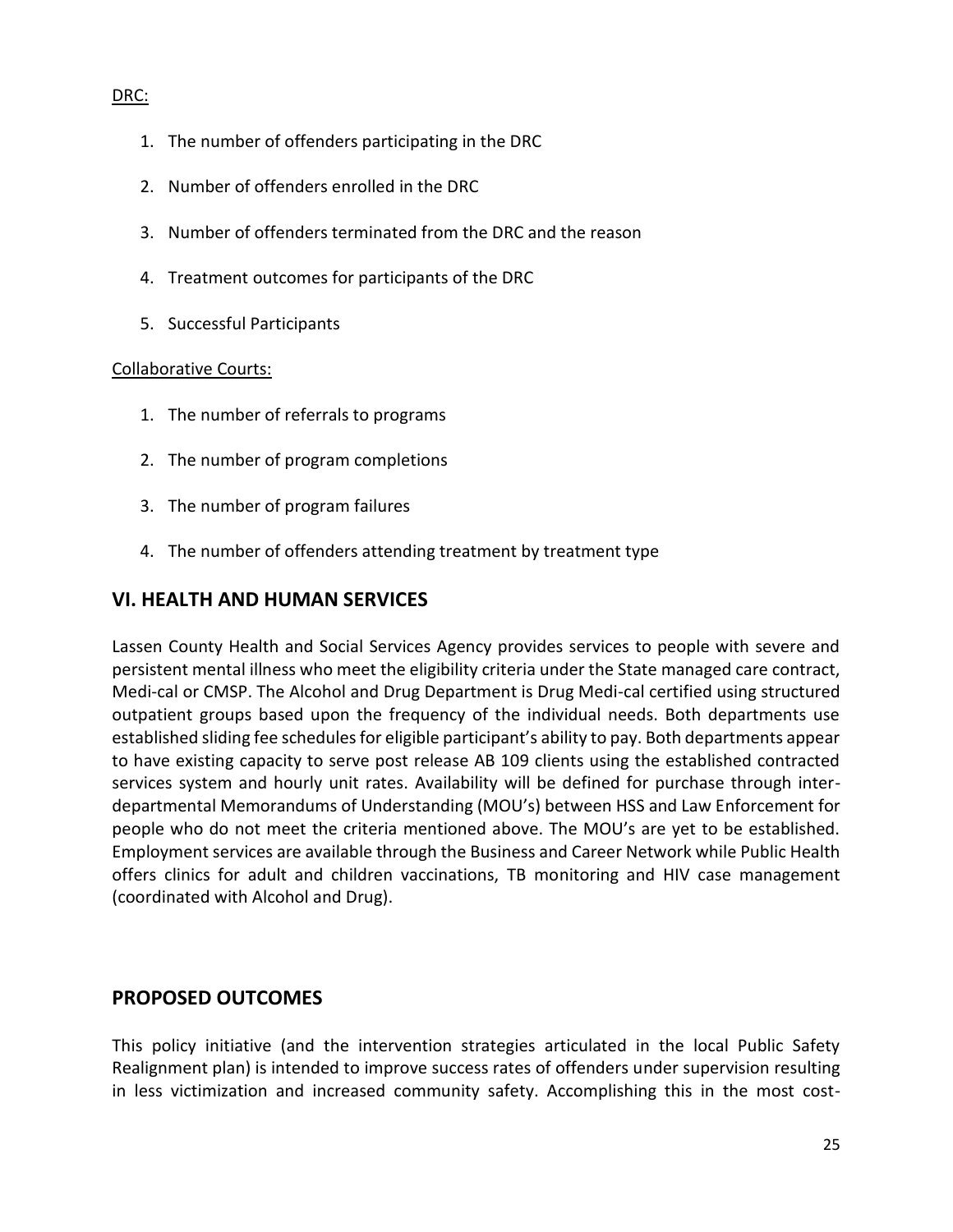DRC:

1. The number of offenders participating in the DRC
2. Number of offenders enrolled in the DRC
3. Number of offenders terminated from the DRC and the reason
4. Treatment outcomes for participants of the DRC
5. Successful Participants

Collaborative Courts:

1. The number of referrals to programs
2. The number of program completions
3. The number of program failures
4. The number of offenders attending treatment by treatment type

## VI. HEALTH AND HUMAN SERVICES

Lassen County Health and Social Services Agency provides services to people with severe and persistent mental illness who meet the eligibility criteria under the State managed care contract, Medi-cal or CMSP. The Alcohol and Drug Department is Drug Medi-cal certified using structured outpatient groups based upon the frequency of the individual needs. Both departments use established sliding fee schedules for eligible participant's ability to pay. Both departments appear to have existing capacity to serve post release AB 109 clients using the established contracted services system and hourly unit rates. Availability will be defined for purchase through inter-departmental Memorandums of Understanding (MOU's) between HSS and Law Enforcement for people who do not meet the criteria mentioned above. The MOU's are yet to be established. Employment services are available through the Business and Career Network while Public Health offers clinics for adult and children vaccinations, TB monitoring and HIV case management (coordinated with Alcohol and Drug).

## PROPOSED OUTCOMES

This policy initiative (and the intervention strategies articulated in the local Public Safety Realignment plan) is intended to improve success rates of offenders under supervision resulting in less victimization and increased community safety. Accomplishing this in the most cost-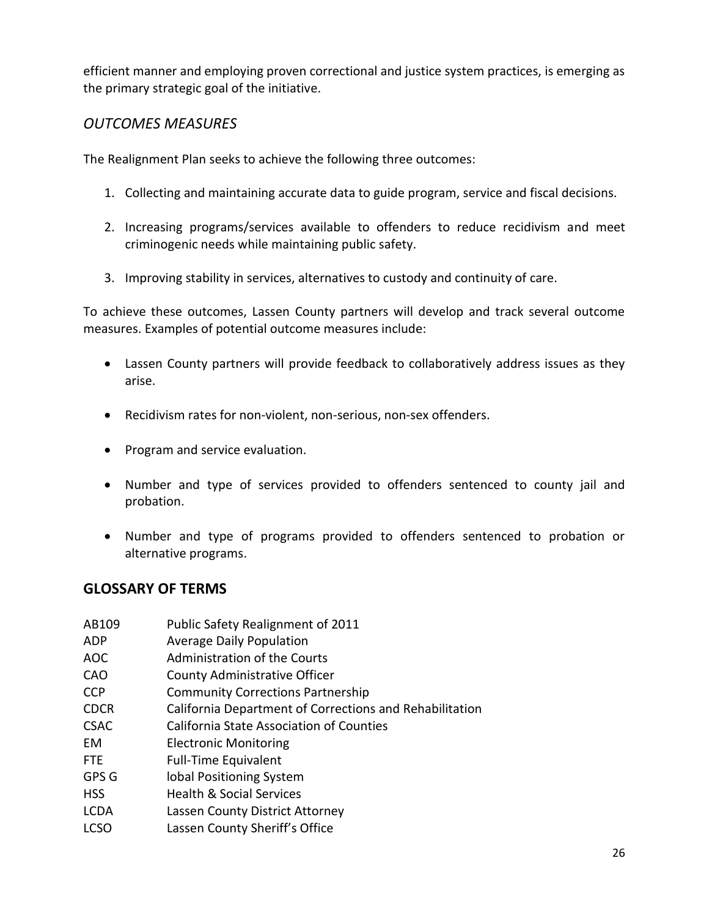efficient manner and employing proven correctional and justice system practices, is emerging as the primary strategic goal of the initiative.

### *OUTCOMES MEASURES*

The Realignment Plan seeks to achieve the following three outcomes:

1. Collecting and maintaining accurate data to guide program, service and fiscal decisions.

2. Increasing programs/services available to offenders to reduce recidivism and meet criminogenic needs while maintaining public safety.

3. Improving stability in services, alternatives to custody and continuity of care.

To achieve these outcomes, Lassen County partners will develop and track several outcome measures. Examples of potential outcome measures include:

- Lassen County partners will provide feedback to collaboratively address issues as they arise.

- Recidivism rates for non-violent, non-serious, non-sex offenders.

- Program and service evaluation.

- Number and type of services provided to offenders sentenced to county jail and probation.

- Number and type of programs provided to offenders sentenced to probation or alternative programs.

## GLOSSARY OF TERMS

| | |
|---|---|
| AB109 | Public Safety Realignment of 2011 |
| ADP | Average Daily Population |
| AOC | Administration of the Courts |
| CAO | County Administrative Officer |
| CCP | Community Corrections Partnership |
| CDCR | California Department of Corrections and Rehabilitation |
| CSAC | California State Association of Counties |
| EM | Electronic Monitoring |
| FTE | Full-Time Equivalent |
| GPS G | lobal Positioning System |
| HSS | Health & Social Services |
| LCDA | Lassen County District Attorney |
| LCSO | Lassen County Sheriff's Office |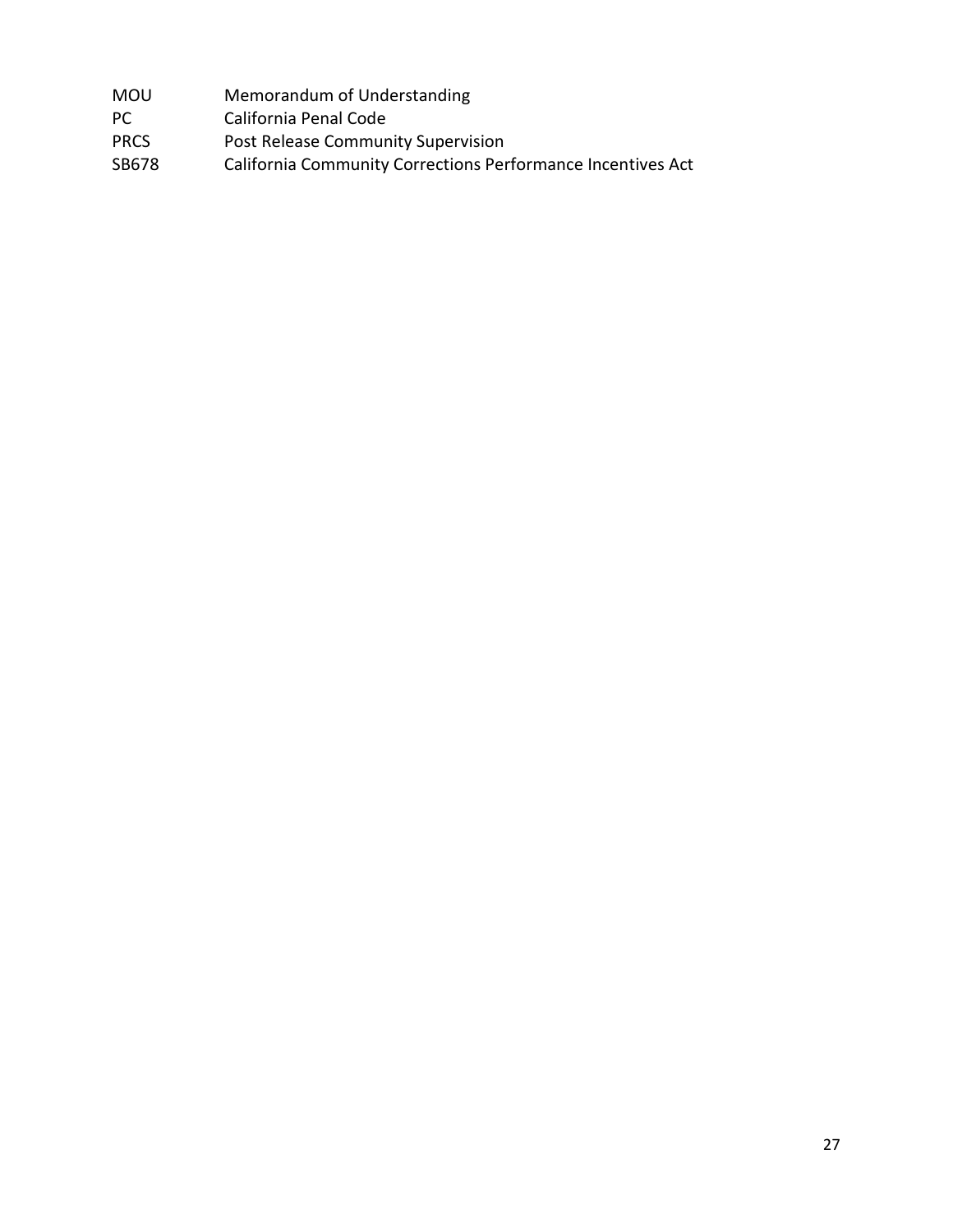| | |
|---|---|
| MOU | Memorandum of Understanding |
| PC | California Penal Code |
| PRCS | Post Release Community Supervision |
| SB678 | California Community Corrections Performance Incentives Act |